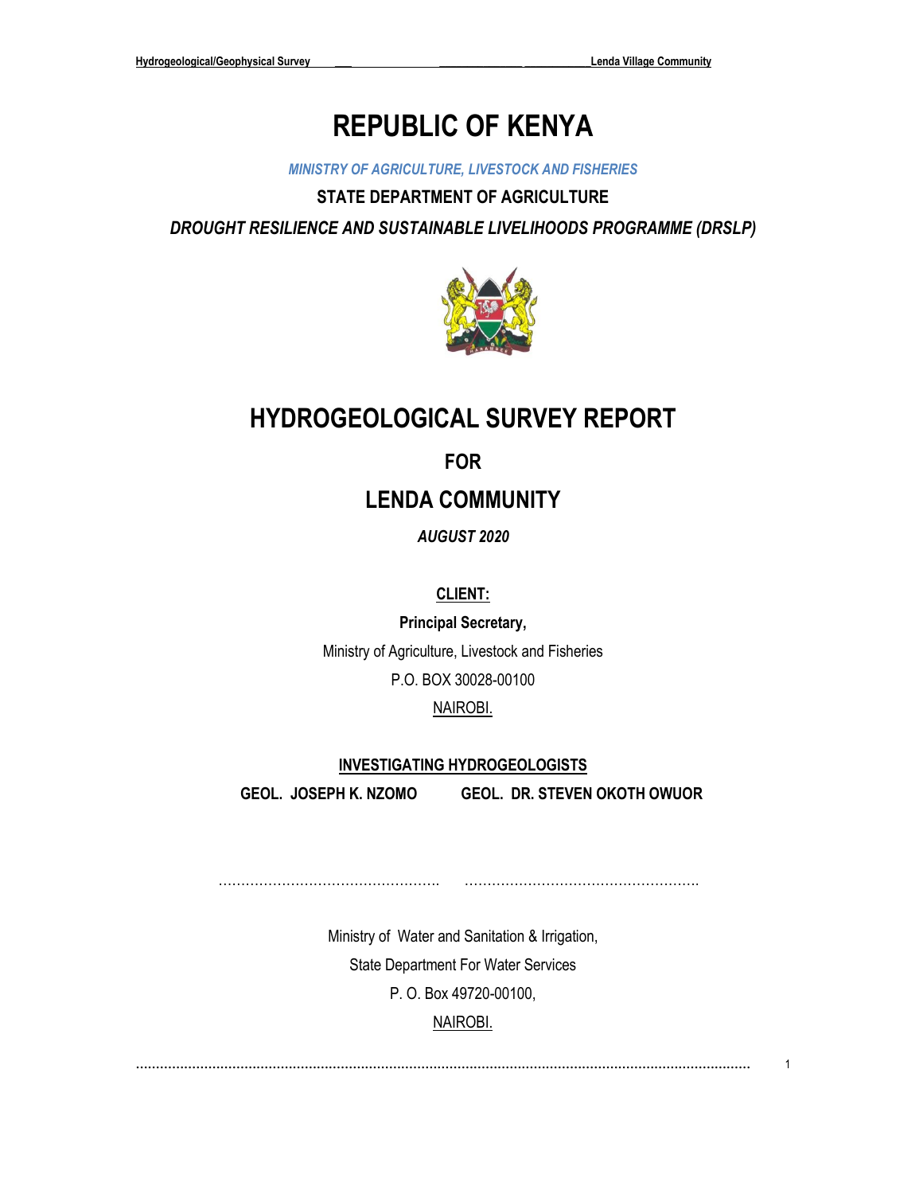# REPUBLIC OF KENYA

*MINISTRY OF AGRICULTURE, LIVESTOCK AND FISHERIES*

**STATE DEPARTMENT OF AGRICULTURE**

***DROUGHT RESILIENCE AND SUSTAINABLE LIVELIHOODS PROGRAMME (DRSLP)***

# HYDROGEOLOGICAL SURVEY REPORT

## FOR

## LENDA COMMUNITY

***AUGUST 2020***

**CLIENT:**

**Principal Secretary,**

Ministry of Agriculture, Livestock and Fisheries

P.O. BOX 30028-00100

NAIROBI.

**INVESTIGATING HYDROGEOLOGISTS**

**GEOL. JOSEPH K. NZOMO** **GEOL. DR. STEVEN OKOTH OWUOR**

…………………………………………. ……………………………………………

Ministry of Water and Sanitation & Irrigation,

State Department For Water Services

P. O. Box 49720-00100,

NAIROBI.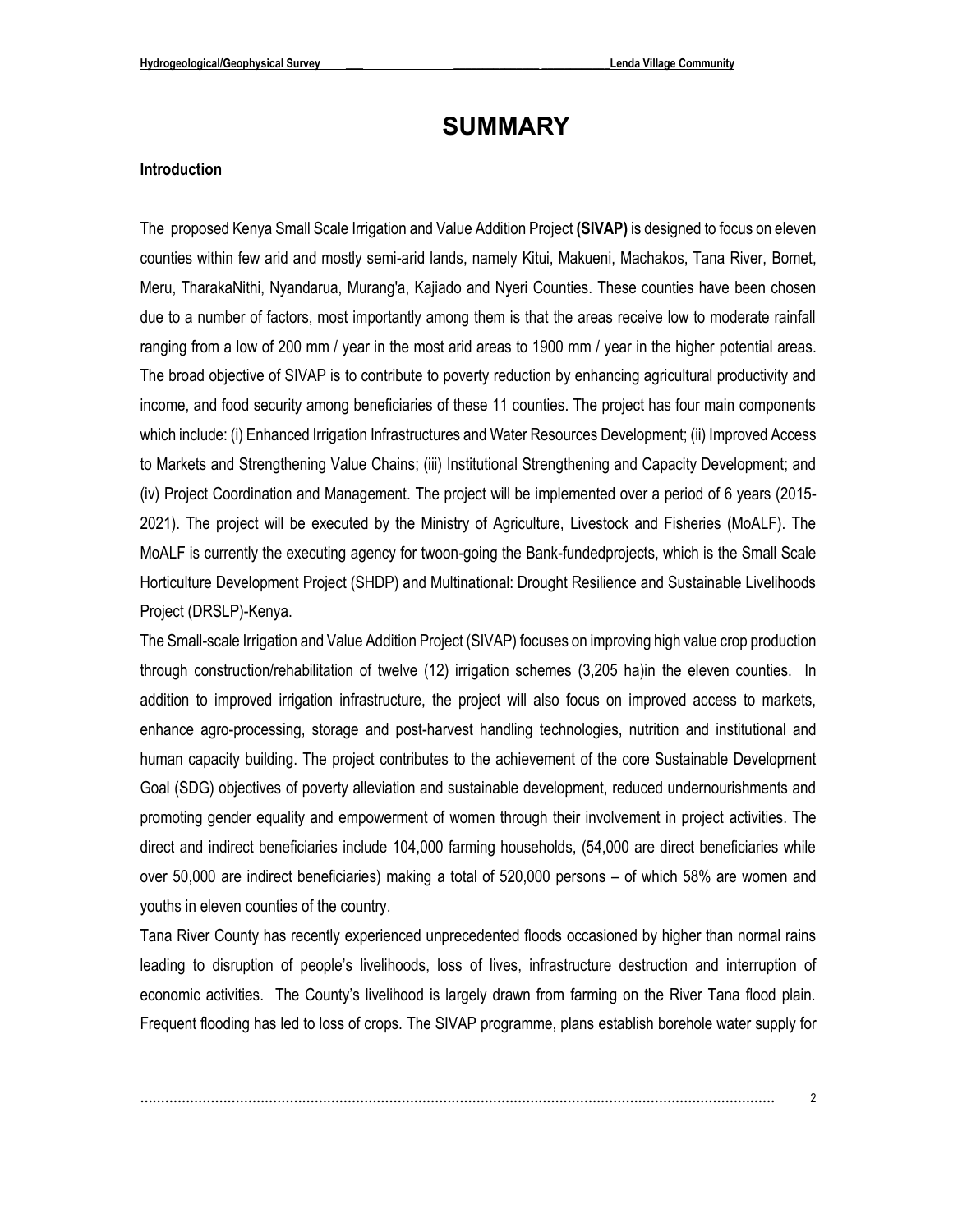# SUMMARY

**Introduction**

The proposed Kenya Small Scale Irrigation and Value Addition Project **(SIVAP)** is designed to focus on eleven counties within few arid and mostly semi-arid lands, namely Kitui, Makueni, Machakos, Tana River, Bomet, Meru, TharakaNithi, Nyandarua, Murang'a, Kajiado and Nyeri Counties. These counties have been chosen due to a number of factors, most importantly among them is that the areas receive low to moderate rainfall ranging from a low of 200 mm / year in the most arid areas to 1900 mm / year in the higher potential areas. The broad objective of SIVAP is to contribute to poverty reduction by enhancing agricultural productivity and income, and food security among beneficiaries of these 11 counties. The project has four main components which include: (i) Enhanced Irrigation Infrastructures and Water Resources Development; (ii) Improved Access to Markets and Strengthening Value Chains; (iii) Institutional Strengthening and Capacity Development; and (iv) Project Coordination and Management. The project will be implemented over a period of 6 years (2015-2021). The project will be executed by the Ministry of Agriculture, Livestock and Fisheries (MoALF). The MoALF is currently the executing agency for twoon-going the Bank-fundedprojects, which is the Small Scale Horticulture Development Project (SHDP) and Multinational: Drought Resilience and Sustainable Livelihoods Project (DRSLP)-Kenya.

The Small-scale Irrigation and Value Addition Project (SIVAP) focuses on improving high value crop production through construction/rehabilitation of twelve (12) irrigation schemes (3,205 ha)in the eleven counties. In addition to improved irrigation infrastructure, the project will also focus on improved access to markets, enhance agro-processing, storage and post-harvest handling technologies, nutrition and institutional and human capacity building. The project contributes to the achievement of the core Sustainable Development Goal (SDG) objectives of poverty alleviation and sustainable development, reduced undernourishments and promoting gender equality and empowerment of women through their involvement in project activities. The direct and indirect beneficiaries include 104,000 farming households, (54,000 are direct beneficiaries while over 50,000 are indirect beneficiaries) making a total of 520,000 persons – of which 58% are women and youths in eleven counties of the country.

Tana River County has recently experienced unprecedented floods occasioned by higher than normal rains leading to disruption of people's livelihoods, loss of lives, infrastructure destruction and interruption of economic activities. The County's livelihood is largely drawn from farming on the River Tana flood plain. Frequent flooding has led to loss of crops. The SIVAP programme, plans establish borehole water supply for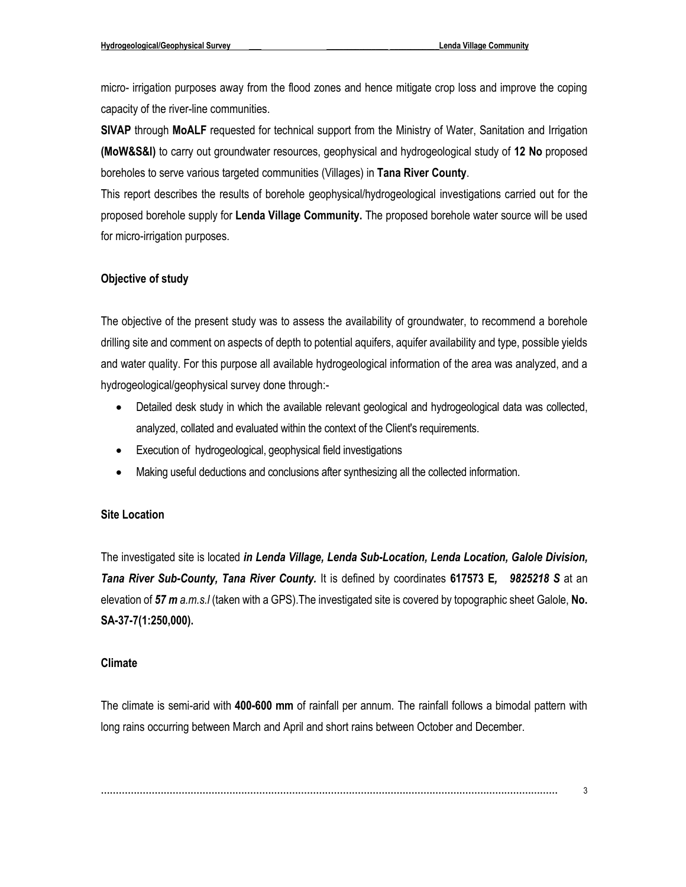micro- irrigation purposes away from the flood zones and hence mitigate crop loss and improve the coping capacity of the river-line communities.

**SIVAP** through **MoALF** requested for technical support from the Ministry of Water, Sanitation and Irrigation **(MoW&S&I)** to carry out groundwater resources, geophysical and hydrogeological study of **12 No** proposed boreholes to serve various targeted communities (Villages) in **Tana River County**.

This report describes the results of borehole geophysical/hydrogeological investigations carried out for the proposed borehole supply for **Lenda Village Community.** The proposed borehole water source will be used for micro-irrigation purposes.

### Objective of study

The objective of the present study was to assess the availability of groundwater, to recommend a borehole drilling site and comment on aspects of depth to potential aquifers, aquifer availability and type, possible yields and water quality. For this purpose all available hydrogeological information of the area was analyzed, and a hydrogeological/geophysical survey done through:-

- Detailed desk study in which the available relevant geological and hydrogeological data was collected, analyzed, collated and evaluated within the context of the Client's requirements.
- Execution of hydrogeological, geophysical field investigations
- Making useful deductions and conclusions after synthesizing all the collected information.

### Site Location

The investigated site is located ***in Lenda Village, Lenda Sub-Location, Lenda Location, Galole Division, Tana River Sub-County, Tana River County.*** It is defined by coordinates **617573 E,** ***9825218 S*** at an elevation of ***57 m*** *a.m.s.l* (taken with a GPS).The investigated site is covered by topographic sheet Galole, **No. SA-37-7(1:250,000).**

### Climate

The climate is semi-arid with **400-600 mm** of rainfall per annum. The rainfall follows a bimodal pattern with long rains occurring between March and April and short rains between October and December.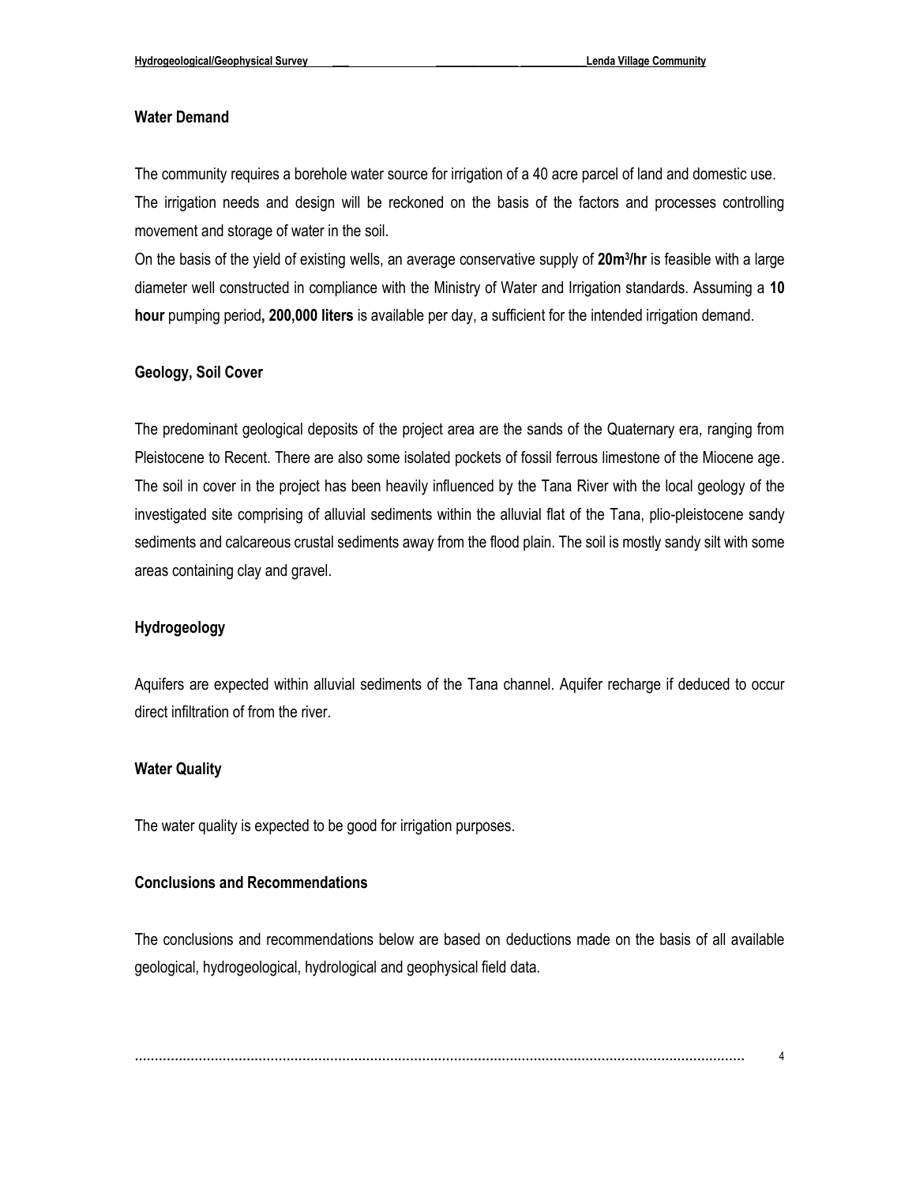## Water Demand

The community requires a borehole water source for irrigation of a 40 acre parcel of land and domestic use. The irrigation needs and design will be reckoned on the basis of the factors and processes controlling movement and storage of water in the soil.

On the basis of the yield of existing wells, an average conservative supply of **20m$^3$/hr** is feasible with a large diameter well constructed in compliance with the Ministry of Water and Irrigation standards. Assuming a **10 hour** pumping period**, 200,000 liters** is available per day, a sufficient for the intended irrigation demand.

## Geology, Soil Cover

The predominant geological deposits of the project area are the sands of the Quaternary era, ranging from Pleistocene to Recent. There are also some isolated pockets of fossil ferrous limestone of the Miocene age. The soil in cover in the project has been heavily influenced by the Tana River with the local geology of the investigated site comprising of alluvial sediments within the alluvial flat of the Tana, plio-pleistocene sandy sediments and calcareous crustal sediments away from the flood plain. The soil is mostly sandy silt with some areas containing clay and gravel.

## Hydrogeology

Aquifers are expected within alluvial sediments of the Tana channel. Aquifer recharge if deduced to occur direct infiltration of from the river.

## Water Quality

The water quality is expected to be good for irrigation purposes.

## Conclusions and Recommendations

The conclusions and recommendations below are based on deductions made on the basis of all available geological, hydrogeological, hydrological and geophysical field data.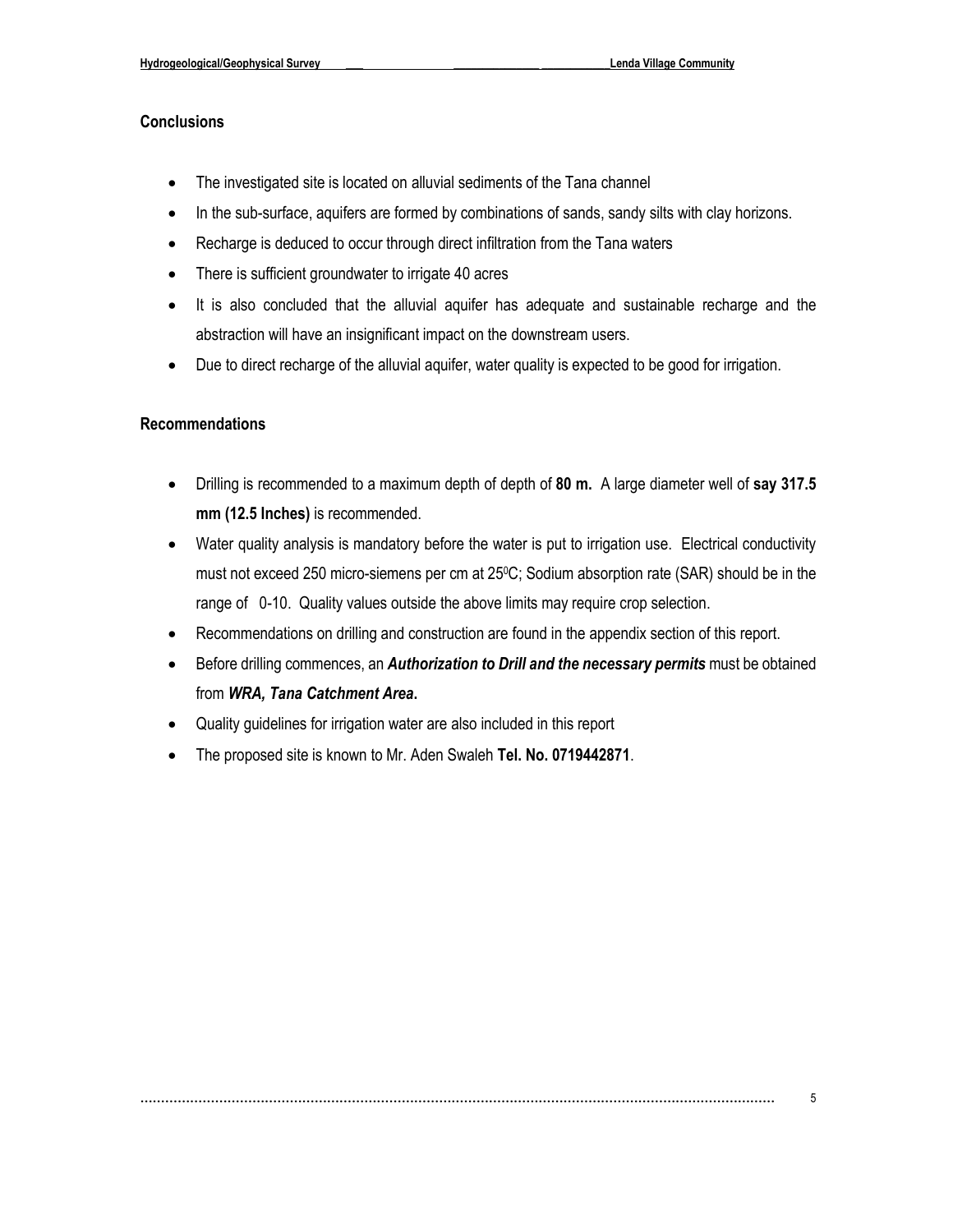## Conclusions

- The investigated site is located on alluvial sediments of the Tana channel
- In the sub-surface, aquifers are formed by combinations of sands, sandy silts with clay horizons.
- Recharge is deduced to occur through direct infiltration from the Tana waters
- There is sufficient groundwater to irrigate 40 acres
- It is also concluded that the alluvial aquifer has adequate and sustainable recharge and the abstraction will have an insignificant impact on the downstream users.
- Due to direct recharge of the alluvial aquifer, water quality is expected to be good for irrigation.

## Recommendations

- Drilling is recommended to a maximum depth of depth of **80 m.** A large diameter well of **say 317.5 mm (12.5 Inches)** is recommended.
- Water quality analysis is mandatory before the water is put to irrigation use. Electrical conductivity must not exceed 250 micro-siemens per cm at $25^0$C; Sodium absorption rate (SAR) should be in the range of 0-10. Quality values outside the above limits may require crop selection.
- Recommendations on drilling and construction are found in the appendix section of this report.
- Before drilling commences, an ***Authorization to Drill and the necessary permits*** must be obtained from ***WRA, Tana Catchment Area*****.**
- Quality guidelines for irrigation water are also included in this report
- The proposed site is known to Mr. Aden Swaleh **Tel. No. 0719442871**.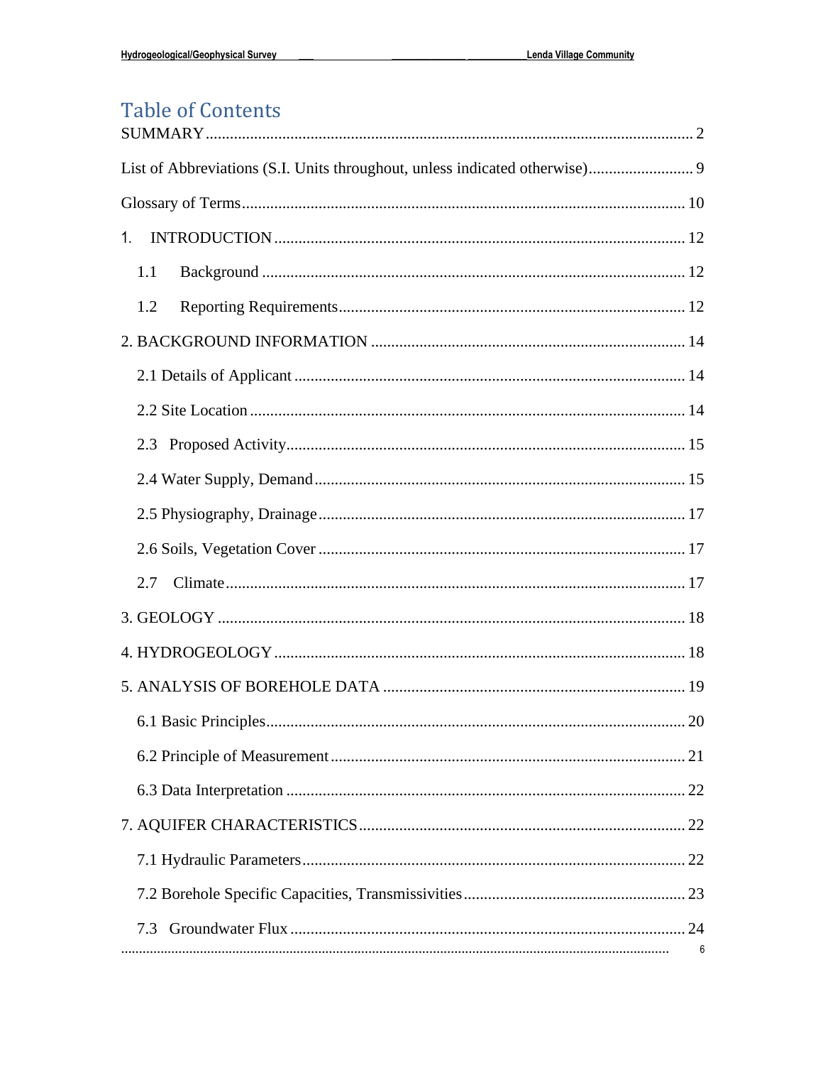# Table of Contents

SUMMARY .......... 2

List of Abbreviations (S.I. Units throughout, unless indicated otherwise) .......... 9

Glossary of Terms .......... 10

1. INTRODUCTION .......... 12
   - 1.1 Background .......... 12
   - 1.2 Reporting Requirements .......... 12

2. BACKGROUND INFORMATION .......... 14
   - 2.1 Details of Applicant .......... 14
   - 2.2 Site Location .......... 14
   - 2.3 Proposed Activity .......... 15
   - 2.4 Water Supply, Demand .......... 15
   - 2.5 Physiography, Drainage .......... 17
   - 2.6 Soils, Vegetation Cover .......... 17
   - 2.7 Climate .......... 17

3. GEOLOGY .......... 18

4. HYDROGEOLOGY .......... 18

5. ANALYSIS OF BOREHOLE DATA .......... 19
   - 6.1 Basic Principles .......... 20
   - 6.2 Principle of Measurement .......... 21
   - 6.3 Data Interpretation .......... 22

7. AQUIFER CHARACTERISTICS .......... 22
   - 7.1 Hydraulic Parameters .......... 22
   - 7.2 Borehole Specific Capacities, Transmissivities .......... 23
   - 7.3 Groundwater Flux .......... 24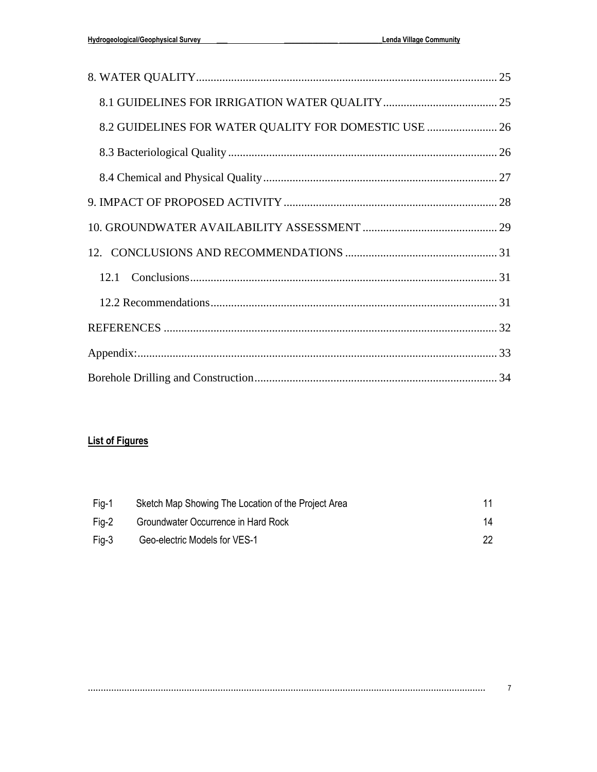8. WATER QUALITY ..... 25

8.1 GUIDELINES FOR IRRIGATION WATER QUALITY ..... 25

8.2 GUIDELINES FOR WATER QUALITY FOR DOMESTIC USE ..... 26

8.3 Bacteriological Quality ..... 26

8.4 Chemical and Physical Quality ..... 27

9. IMPACT OF PROPOSED ACTIVITY ..... 28

10. GROUNDWATER AVAILABILITY ASSESSMENT ..... 29

12. CONCLUSIONS AND RECOMMENDATIONS ..... 31

12.1 Conclusions ..... 31

12.2 Recommendations ..... 31

REFERENCES ..... 32

Appendix: ..... 33

Borehole Drilling and Construction ..... 34

**List of Figures**

| | | |
|---|---|---|
| Fig-1 | Sketch Map Showing The Location of the Project Area | 11 |
| Fig-2 | Groundwater Occurrence in Hard Rock | 14 |
| Fig-3 | Geo-electric Models for VES-1 | 22 |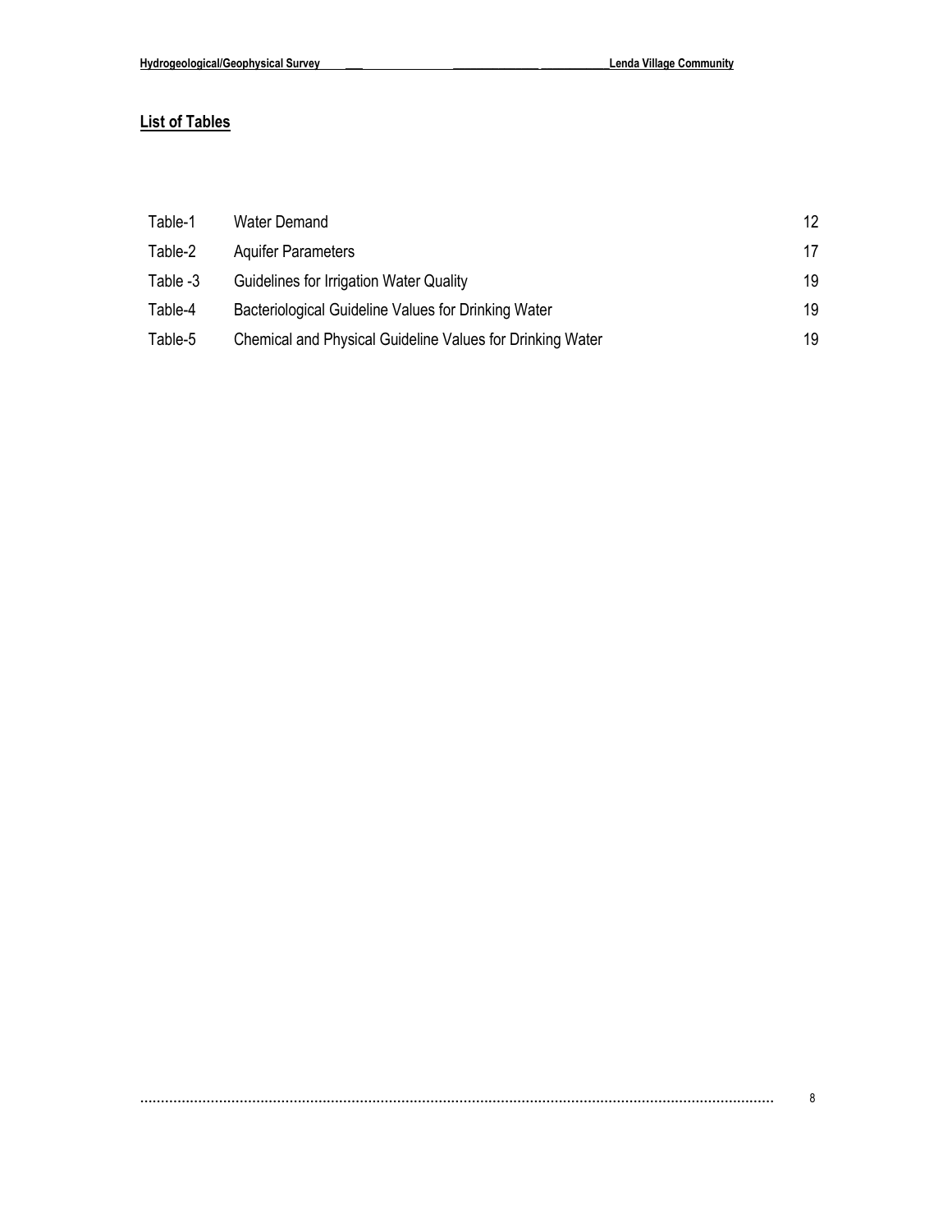## List of Tables

| | | |
|---|---|---|
| Table-1 | Water Demand | 12 |
| Table-2 | Aquifer Parameters | 17 |
| Table -3 | Guidelines for Irrigation Water Quality | 19 |
| Table-4 | Bacteriological Guideline Values for Drinking Water | 19 |
| Table-5 | Chemical and Physical Guideline Values for Drinking Water | 19 |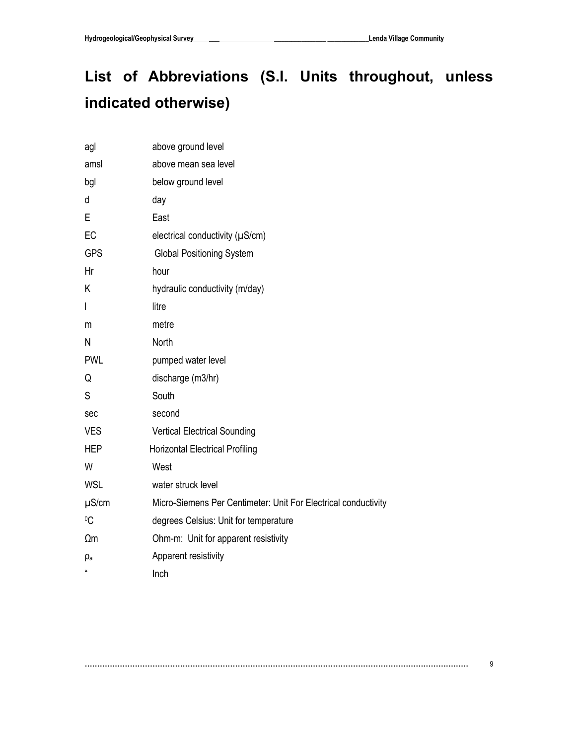# List of Abbreviations (S.I. Units throughout, unless indicated otherwise)

| | |
|---|---|
| agl | above ground level |
| amsl | above mean sea level |
| bgl | below ground level |
| d | day |
| E | East |
| EC | electrical conductivity (μS/cm) |
| GPS | Global Positioning System |
| Hr | hour |
| K | hydraulic conductivity (m/day) |
| l | litre |
| m | metre |
| N | North |
| PWL | pumped water level |
| Q | discharge (m3/hr) |
| S | South |
| sec | second |
| VES | Vertical Electrical Sounding |
| HEP | Horizontal Electrical Profiling |
| W | West |
| WSL | water struck level |
| μS/cm | Micro-Siemens Per Centimeter: Unit For Electrical conductivity |
| $^{0}$C | degrees Celsius: Unit for temperature |
| Ωm | Ohm-m: Unit for apparent resistivity |
| $\rho_a$ | Apparent resistivity |
| " | Inch |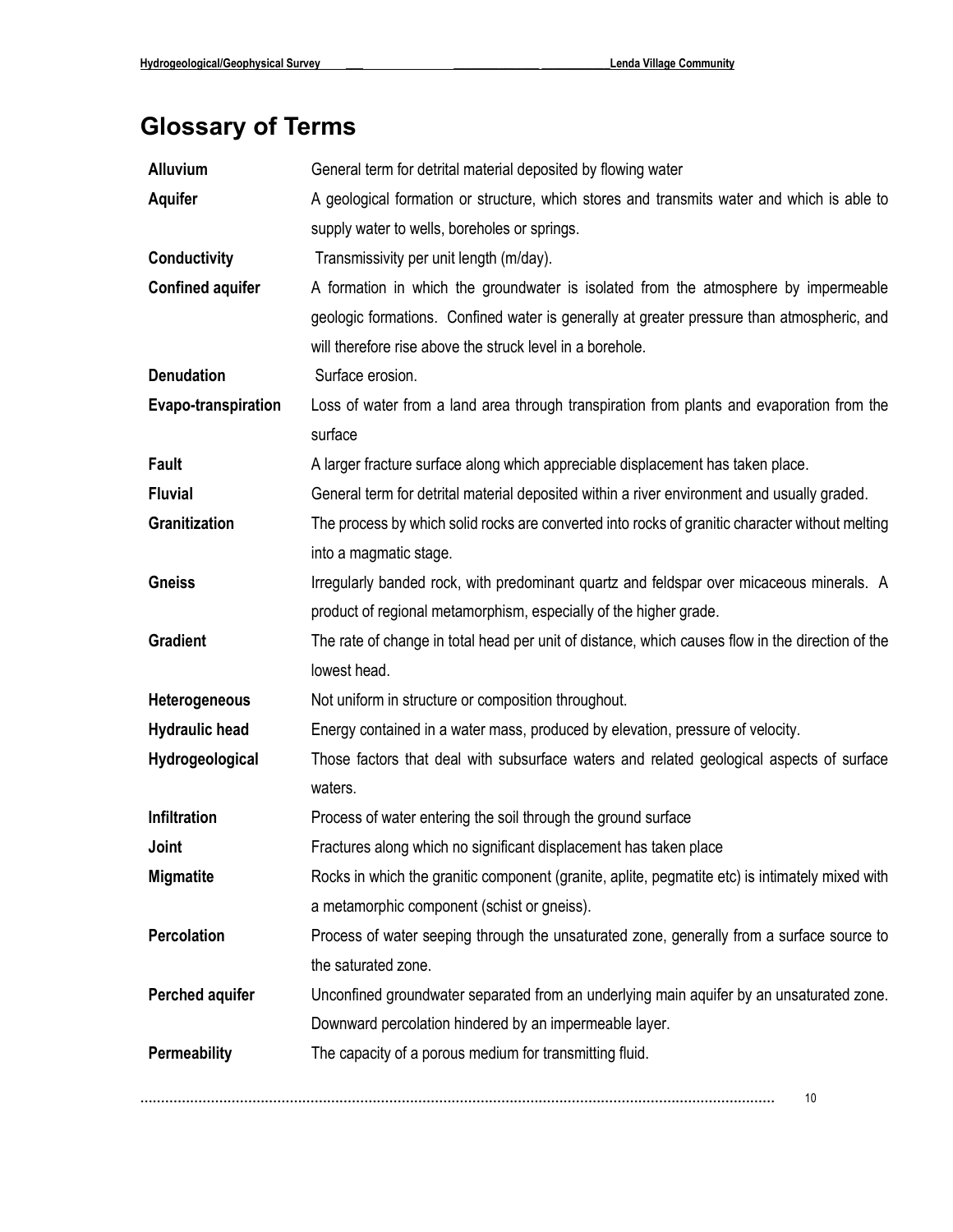# Glossary of Terms

| | |
|---|---|
| **Alluvium** | General term for detrital material deposited by flowing water |
| **Aquifer** | A geological formation or structure, which stores and transmits water and which is able to supply water to wells, boreholes or springs. |
| **Conductivity** | Transmissivity per unit length (m/day). |
| **Confined aquifer** | A formation in which the groundwater is isolated from the atmosphere by impermeable geologic formations. Confined water is generally at greater pressure than atmospheric, and will therefore rise above the struck level in a borehole. |
| **Denudation** | Surface erosion. |
| **Evapo-transpiration** | Loss of water from a land area through transpiration from plants and evaporation from the surface |
| **Fault** | A larger fracture surface along which appreciable displacement has taken place. |
| **Fluvial** | General term for detrital material deposited within a river environment and usually graded. |
| **Granitization** | The process by which solid rocks are converted into rocks of granitic character without melting into a magmatic stage. |
| **Gneiss** | Irregularly banded rock, with predominant quartz and feldspar over micaceous minerals. A product of regional metamorphism, especially of the higher grade. |
| **Gradient** | The rate of change in total head per unit of distance, which causes flow in the direction of the lowest head. |
| **Heterogeneous** | Not uniform in structure or composition throughout. |
| **Hydraulic head** | Energy contained in a water mass, produced by elevation, pressure of velocity. |
| **Hydrogeological** | Those factors that deal with subsurface waters and related geological aspects of surface waters. |
| **Infiltration** | Process of water entering the soil through the ground surface |
| **Joint** | Fractures along which no significant displacement has taken place |
| **Migmatite** | Rocks in which the granitic component (granite, aplite, pegmatite etc) is intimately mixed with a metamorphic component (schist or gneiss). |
| **Percolation** | Process of water seeping through the unsaturated zone, generally from a surface source to the saturated zone. |
| **Perched aquifer** | Unconfined groundwater separated from an underlying main aquifer by an unsaturated zone. Downward percolation hindered by an impermeable layer. |
| **Permeability** | The capacity of a porous medium for transmitting fluid. |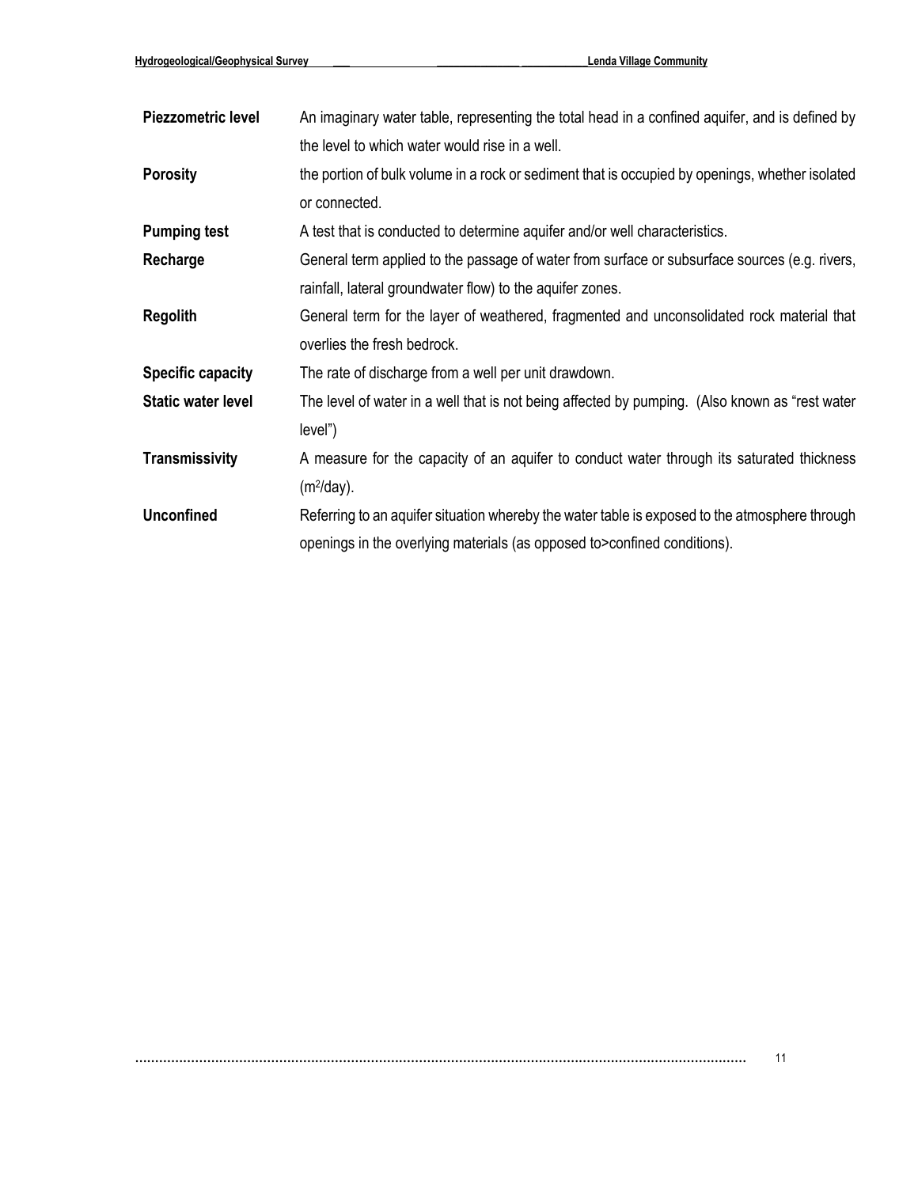**Piezzometric level** An imaginary water table, representing the total head in a confined aquifer, and is defined by the level to which water would rise in a well.

**Porosity** the portion of bulk volume in a rock or sediment that is occupied by openings, whether isolated or connected.

**Pumping test** A test that is conducted to determine aquifer and/or well characteristics.

**Recharge** General term applied to the passage of water from surface or subsurface sources (e.g. rivers, rainfall, lateral groundwater flow) to the aquifer zones.

**Regolith** General term for the layer of weathered, fragmented and unconsolidated rock material that overlies the fresh bedrock.

**Specific capacity** The rate of discharge from a well per unit drawdown.

**Static water level** The level of water in a well that is not being affected by pumping. (Also known as "rest water level")

**Transmissivity** A measure for the capacity of an aquifer to conduct water through its saturated thickness ($m^2$/day).

**Unconfined** Referring to an aquifer situation whereby the water table is exposed to the atmosphere through openings in the overlying materials (as opposed to>confined conditions).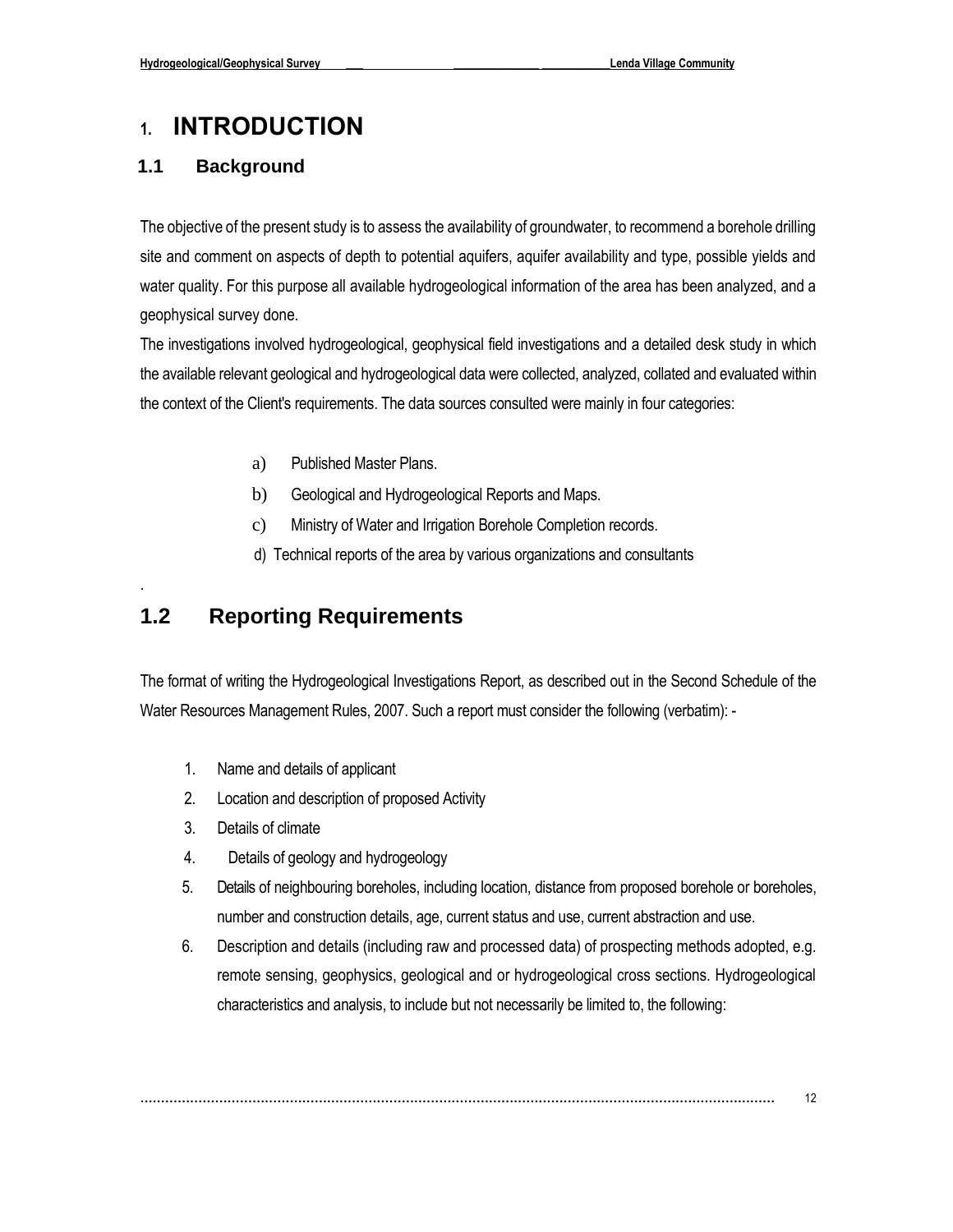# 1. INTRODUCTION

## 1.1 Background

The objective of the present study is to assess the availability of groundwater, to recommend a borehole drilling site and comment on aspects of depth to potential aquifers, aquifer availability and type, possible yields and water quality. For this purpose all available hydrogeological information of the area has been analyzed, and a geophysical survey done.

The investigations involved hydrogeological, geophysical field investigations and a detailed desk study in which the available relevant geological and hydrogeological data were collected, analyzed, collated and evaluated within the context of the Client's requirements. The data sources consulted were mainly in four categories:

a) Published Master Plans.
b) Geological and Hydrogeological Reports and Maps.
c) Ministry of Water and Irrigation Borehole Completion records.
d) Technical reports of the area by various organizations and consultants

## 1.2 Reporting Requirements

The format of writing the Hydrogeological Investigations Report, as described out in the Second Schedule of the Water Resources Management Rules, 2007. Such a report must consider the following (verbatim): -

1. Name and details of applicant
2. Location and description of proposed Activity
3. Details of climate
4. Details of geology and hydrogeology
5. Details of neighbouring boreholes, including location, distance from proposed borehole or boreholes, number and construction details, age, current status and use, current abstraction and use.
6. Description and details (including raw and processed data) of prospecting methods adopted, e.g. remote sensing, geophysics, geological and or hydrogeological cross sections. Hydrogeological characteristics and analysis, to include but not necessarily be limited to, the following: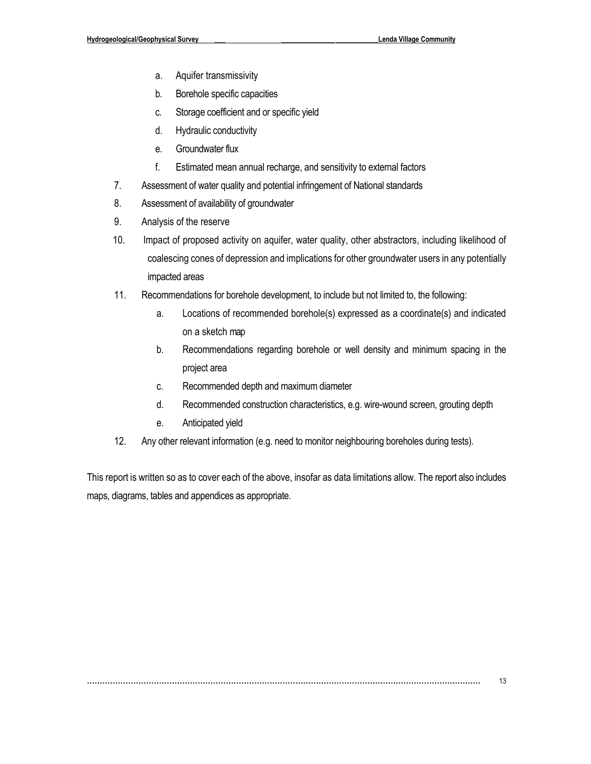a. Aquifer transmissivity
   b. Borehole specific capacities
   c. Storage coefficient and or specific yield
   d. Hydraulic conductivity
   e. Groundwater flux
   f. Estimated mean annual recharge, and sensitivity to external factors
7. Assessment of water quality and potential infringement of National standards
8. Assessment of availability of groundwater
9. Analysis of the reserve
10. Impact of proposed activity on aquifer, water quality, other abstractors, including likelihood of coalescing cones of depression and implications for other groundwater users in any potentially impacted areas
11. Recommendations for borehole development, to include but not limited to, the following:
    a. Locations of recommended borehole(s) expressed as a coordinate(s) and indicated on a sketch map
    b. Recommendations regarding borehole or well density and minimum spacing in the project area
    c. Recommended depth and maximum diameter
    d. Recommended construction characteristics, e.g. wire-wound screen, grouting depth
    e. Anticipated yield
12. Any other relevant information (e.g. need to monitor neighbouring boreholes during tests).

This report is written so as to cover each of the above, insofar as data limitations allow. The report also includes maps, diagrams, tables and appendices as appropriate.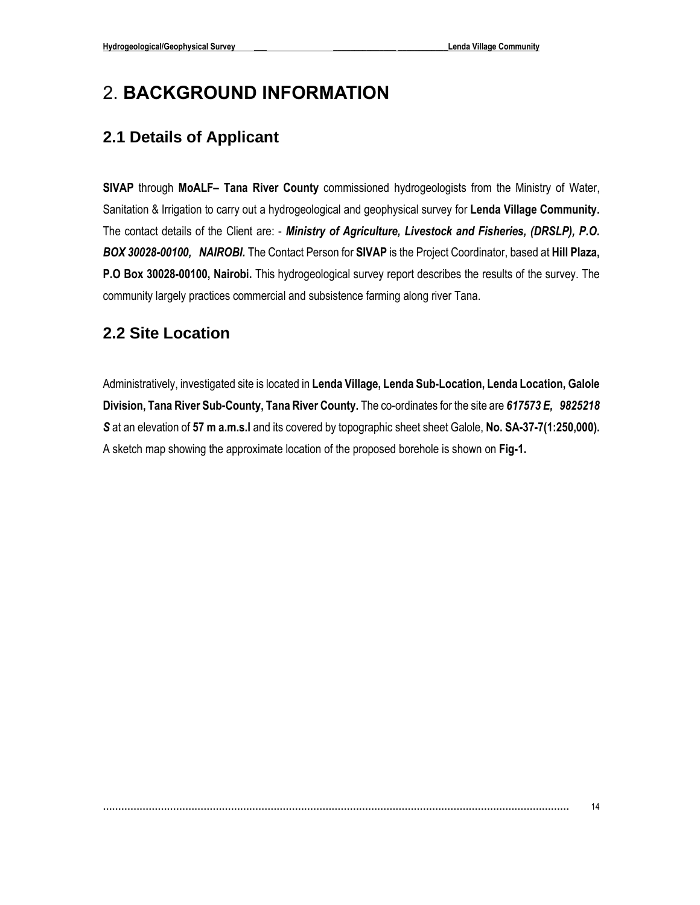# 2. **BACKGROUND INFORMATION**

## 2.1 Details of Applicant

**SIVAP** through **MoALF– Tana River County** commissioned hydrogeologists from the Ministry of Water, Sanitation & Irrigation to carry out a hydrogeological and geophysical survey for **Lenda Village Community.** The contact details of the Client are: - ***Ministry of Agriculture, Livestock and Fisheries, (DRSLP), P.O. BOX 30028-00100, NAIROBI.*** The Contact Person for **SIVAP** is the Project Coordinator, based at **Hill Plaza, P.O Box 30028-00100, Nairobi.** This hydrogeological survey report describes the results of the survey. The community largely practices commercial and subsistence farming along river Tana.

## 2.2 Site Location

Administratively, investigated site is located in **Lenda Village, Lenda Sub-Location, Lenda Location, Galole Division, Tana River Sub-County, Tana River County.** The co-ordinates for the site are ***617573 E, 9825218 S*** at an elevation of **57 m a.m.s.l** and its covered by topographic sheet sheet Galole, **No. SA-37-7(1:250,000).** A sketch map showing the approximate location of the proposed borehole is shown on **Fig-1.**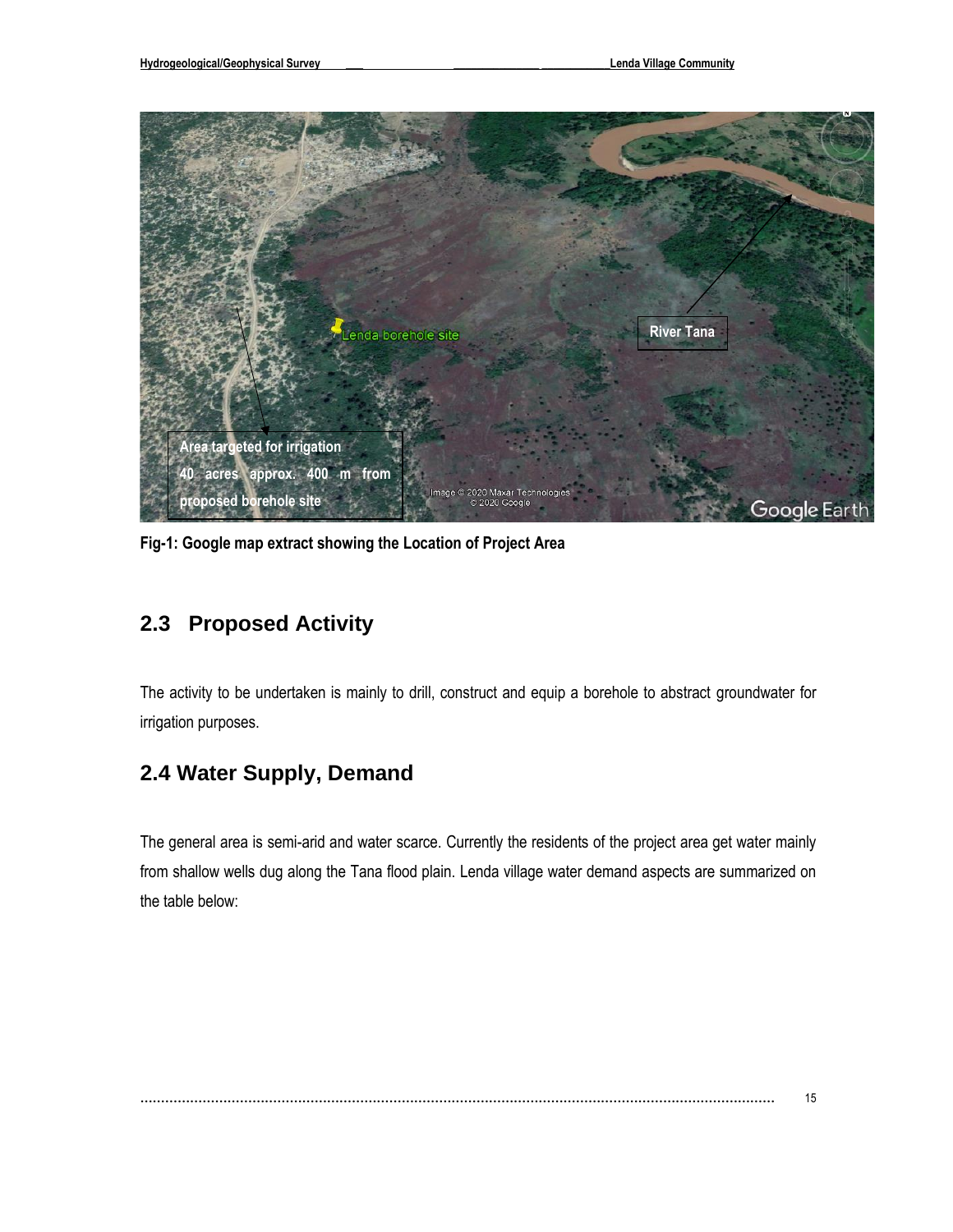Fig-1: Google map extract showing the Location of Project Area

## 2.3 Proposed Activity

The activity to be undertaken is mainly to drill, construct and equip a borehole to abstract groundwater for irrigation purposes.

## 2.4 Water Supply, Demand

The general area is semi-arid and water scarce. Currently the residents of the project area get water mainly from shallow wells dug along the Tana flood plain. Lenda village water demand aspects are summarized on the table below: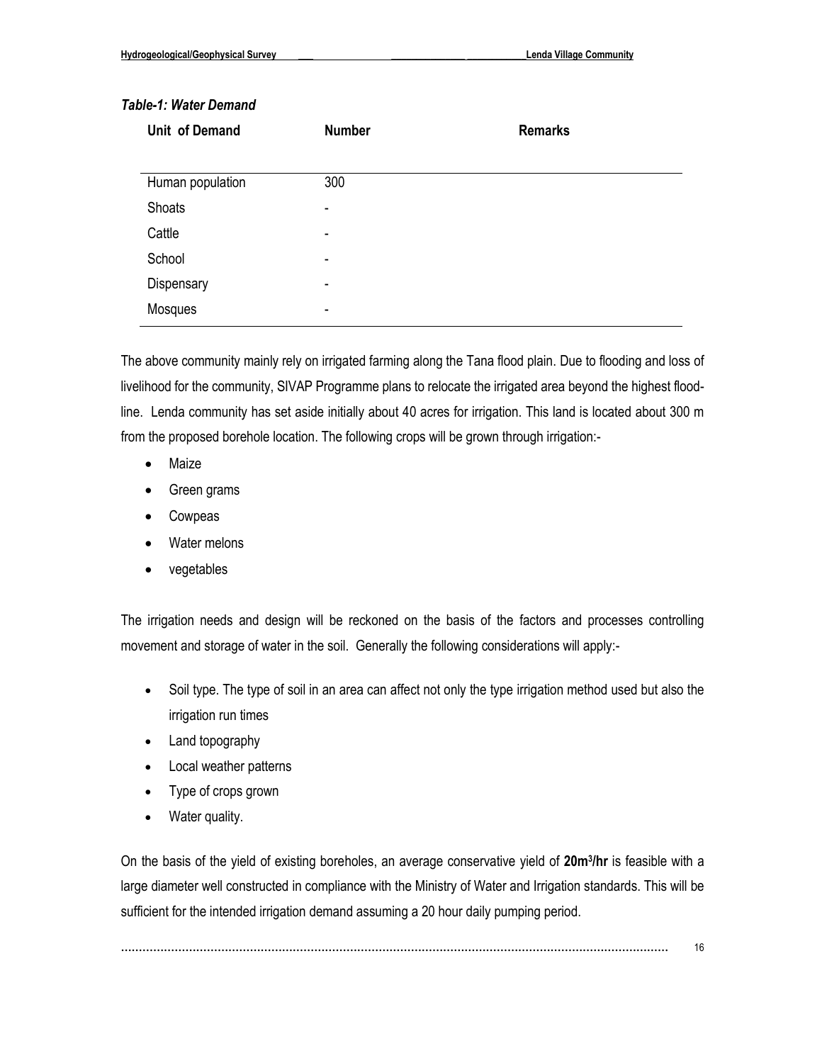*Table-1: Water Demand*

| Unit of Demand | Number | Remarks |
|---|---|---|
| Human population | 300 | |
| Shoats | - | |
| Cattle | - | |
| School | - | |
| Dispensary | - | |
| Mosques | - | |

The above community mainly rely on irrigated farming along the Tana flood plain. Due to flooding and loss of livelihood for the community, SIVAP Programme plans to relocate the irrigated area beyond the highest flood-line. Lenda community has set aside initially about 40 acres for irrigation. This land is located about 300 m from the proposed borehole location. The following crops will be grown through irrigation:-

- Maize
- Green grams
- Cowpeas
- Water melons
- vegetables

The irrigation needs and design will be reckoned on the basis of the factors and processes controlling movement and storage of water in the soil. Generally the following considerations will apply:-

- Soil type. The type of soil in an area can affect not only the type irrigation method used but also the irrigation run times
- Land topography
- Local weather patterns
- Type of crops grown
- Water quality.

On the basis of the yield of existing boreholes, an average conservative yield of **20m$^3$/hr** is feasible with a large diameter well constructed in compliance with the Ministry of Water and Irrigation standards. This will be sufficient for the intended irrigation demand assuming a 20 hour daily pumping period.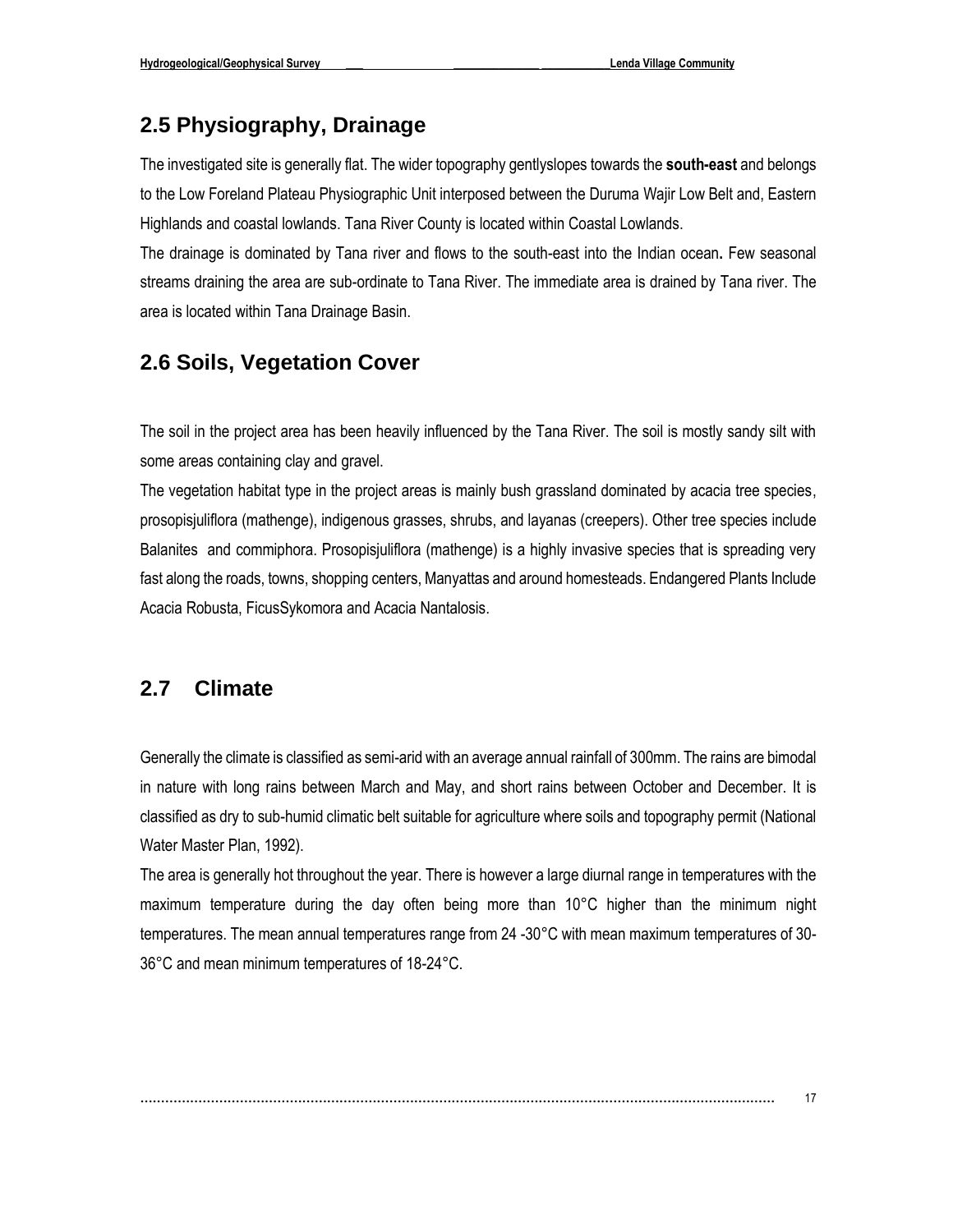## 2.5 Physiography, Drainage

The investigated site is generally flat. The wider topography gentlyslopes towards the **south-east** and belongs to the Low Foreland Plateau Physiographic Unit interposed between the Duruma Wajir Low Belt and, Eastern Highlands and coastal lowlands. Tana River County is located within Coastal Lowlands.

The drainage is dominated by Tana river and flows to the south-east into the Indian ocean**.** Few seasonal streams draining the area are sub-ordinate to Tana River. The immediate area is drained by Tana river. The area is located within Tana Drainage Basin.

## 2.6 Soils, Vegetation Cover

The soil in the project area has been heavily influenced by the Tana River. The soil is mostly sandy silt with some areas containing clay and gravel.

The vegetation habitat type in the project areas is mainly bush grassland dominated by acacia tree species, prosopisjuliflora (mathenge), indigenous grasses, shrubs, and layanas (creepers). Other tree species include Balanites and commiphora. Prosopisjuliflora (mathenge) is a highly invasive species that is spreading very fast along the roads, towns, shopping centers, Manyattas and around homesteads. Endangered Plants Include Acacia Robusta, FicusSykomora and Acacia Nantalosis.

## 2.7 Climate

Generally the climate is classified as semi-arid with an average annual rainfall of 300mm. The rains are bimodal in nature with long rains between March and May, and short rains between October and December. It is classified as dry to sub-humid climatic belt suitable for agriculture where soils and topography permit (National Water Master Plan, 1992).

The area is generally hot throughout the year. There is however a large diurnal range in temperatures with the maximum temperature during the day often being more than 10°C higher than the minimum night temperatures. The mean annual temperatures range from 24 -30°C with mean maximum temperatures of 30-36°C and mean minimum temperatures of 18-24°C.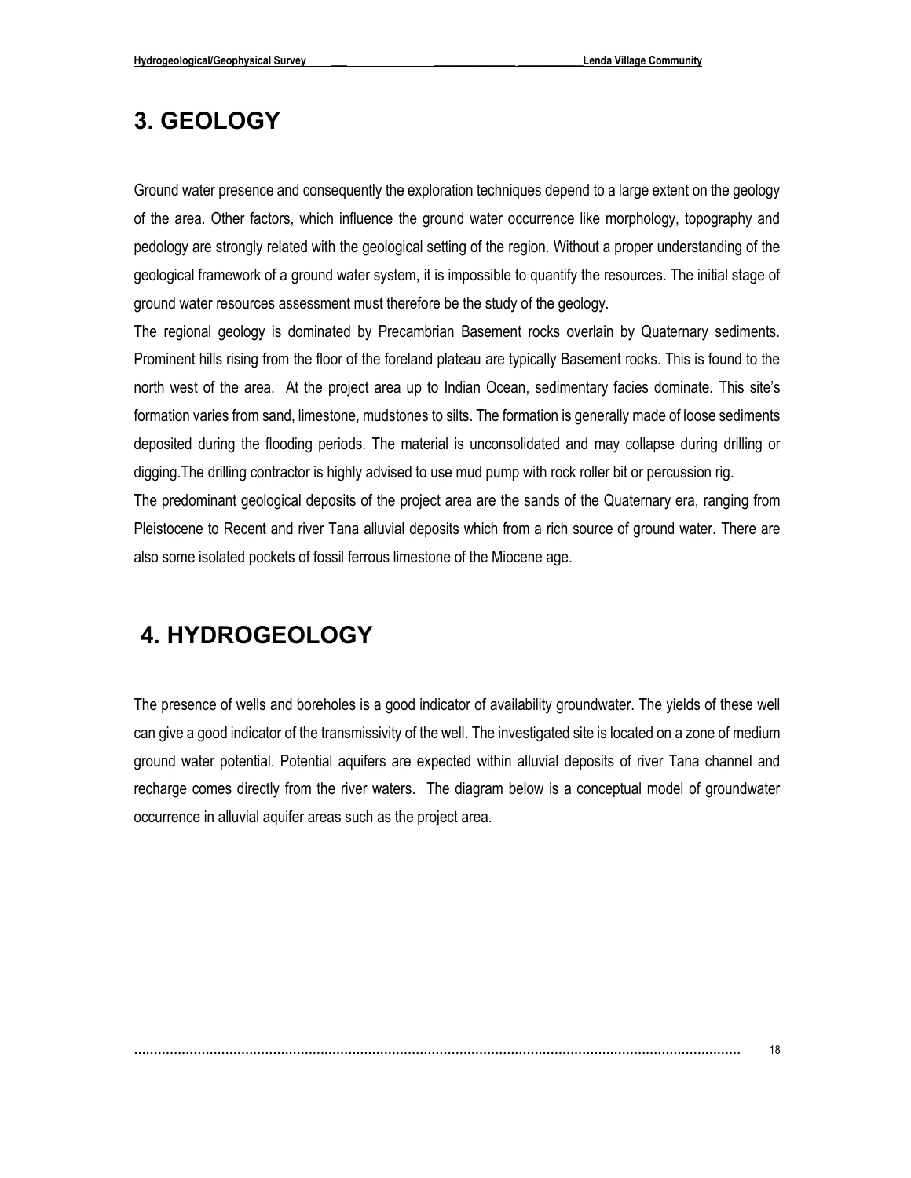# 3. GEOLOGY

Ground water presence and consequently the exploration techniques depend to a large extent on the geology of the area. Other factors, which influence the ground water occurrence like morphology, topography and pedology are strongly related with the geological setting of the region. Without a proper understanding of the geological framework of a ground water system, it is impossible to quantify the resources. The initial stage of ground water resources assessment must therefore be the study of the geology.

The regional geology is dominated by Precambrian Basement rocks overlain by Quaternary sediments. Prominent hills rising from the floor of the foreland plateau are typically Basement rocks. This is found to the north west of the area. At the project area up to Indian Ocean, sedimentary facies dominate. This site's formation varies from sand, limestone, mudstones to silts. The formation is generally made of loose sediments deposited during the flooding periods. The material is unconsolidated and may collapse during drilling or digging.The drilling contractor is highly advised to use mud pump with rock roller bit or percussion rig.

The predominant geological deposits of the project area are the sands of the Quaternary era, ranging from Pleistocene to Recent and river Tana alluvial deposits which from a rich source of ground water. There are also some isolated pockets of fossil ferrous limestone of the Miocene age.

# 4. HYDROGEOLOGY

The presence of wells and boreholes is a good indicator of availability groundwater. The yields of these well can give a good indicator of the transmissivity of the well. The investigated site is located on a zone of medium ground water potential. Potential aquifers are expected within alluvial deposits of river Tana channel and recharge comes directly from the river waters. The diagram below is a conceptual model of groundwater occurrence in alluvial aquifer areas such as the project area.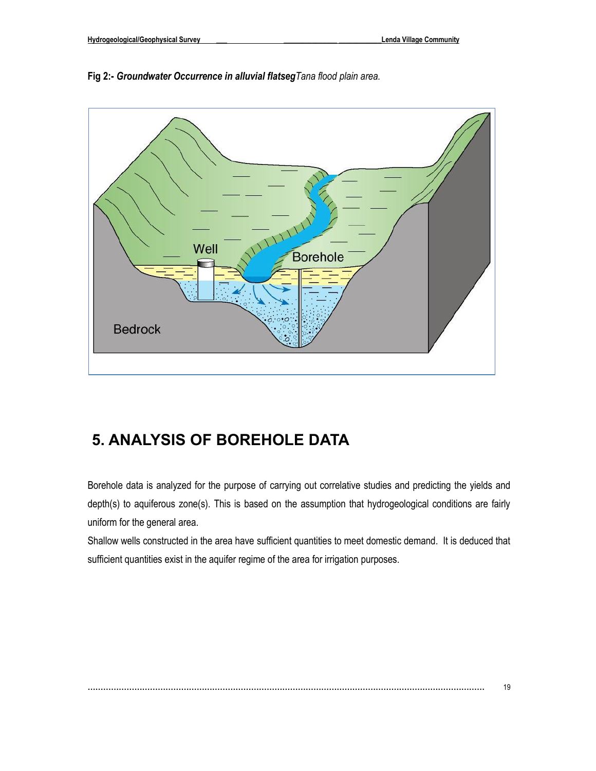**Fig 2:-** ***Groundwater Occurrence in alluvial flatseg****Tana flood plain area.*

# 5. ANALYSIS OF BOREHOLE DATA

Borehole data is analyzed for the purpose of carrying out correlative studies and predicting the yields and depth(s) to aquiferous zone(s). This is based on the assumption that hydrogeological conditions are fairly uniform for the general area.

Shallow wells constructed in the area have sufficient quantities to meet domestic demand. It is deduced that sufficient quantities exist in the aquifer regime of the area for irrigation purposes.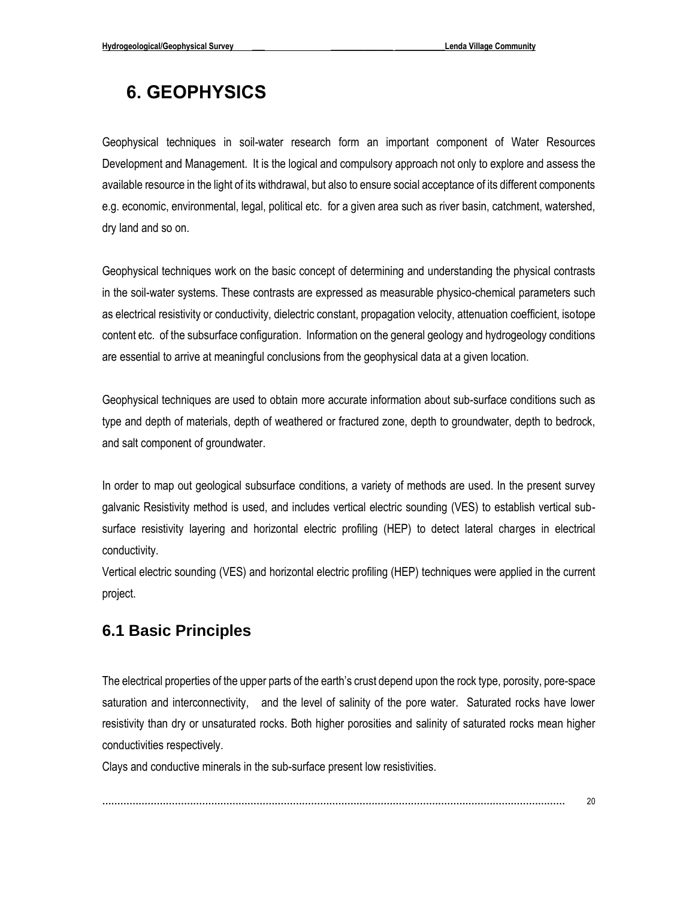# 6. GEOPHYSICS

Geophysical techniques in soil-water research form an important component of Water Resources Development and Management. It is the logical and compulsory approach not only to explore and assess the available resource in the light of its withdrawal, but also to ensure social acceptance of its different components e.g. economic, environmental, legal, political etc. for a given area such as river basin, catchment, watershed, dry land and so on.

Geophysical techniques work on the basic concept of determining and understanding the physical contrasts in the soil-water systems. These contrasts are expressed as measurable physico-chemical parameters such as electrical resistivity or conductivity, dielectric constant, propagation velocity, attenuation coefficient, isotope content etc. of the subsurface configuration. Information on the general geology and hydrogeology conditions are essential to arrive at meaningful conclusions from the geophysical data at a given location.

Geophysical techniques are used to obtain more accurate information about sub-surface conditions such as type and depth of materials, depth of weathered or fractured zone, depth to groundwater, depth to bedrock, and salt component of groundwater.

In order to map out geological subsurface conditions, a variety of methods are used. In the present survey galvanic Resistivity method is used, and includes vertical electric sounding (VES) to establish vertical sub-surface resistivity layering and horizontal electric profiling (HEP) to detect lateral charges in electrical conductivity.

Vertical electric sounding (VES) and horizontal electric profiling (HEP) techniques were applied in the current project.

## 6.1 Basic Principles

The electrical properties of the upper parts of the earth's crust depend upon the rock type, porosity, pore-space saturation and interconnectivity, and the level of salinity of the pore water. Saturated rocks have lower resistivity than dry or unsaturated rocks. Both higher porosities and salinity of saturated rocks mean higher conductivities respectively.

Clays and conductive minerals in the sub-surface present low resistivities.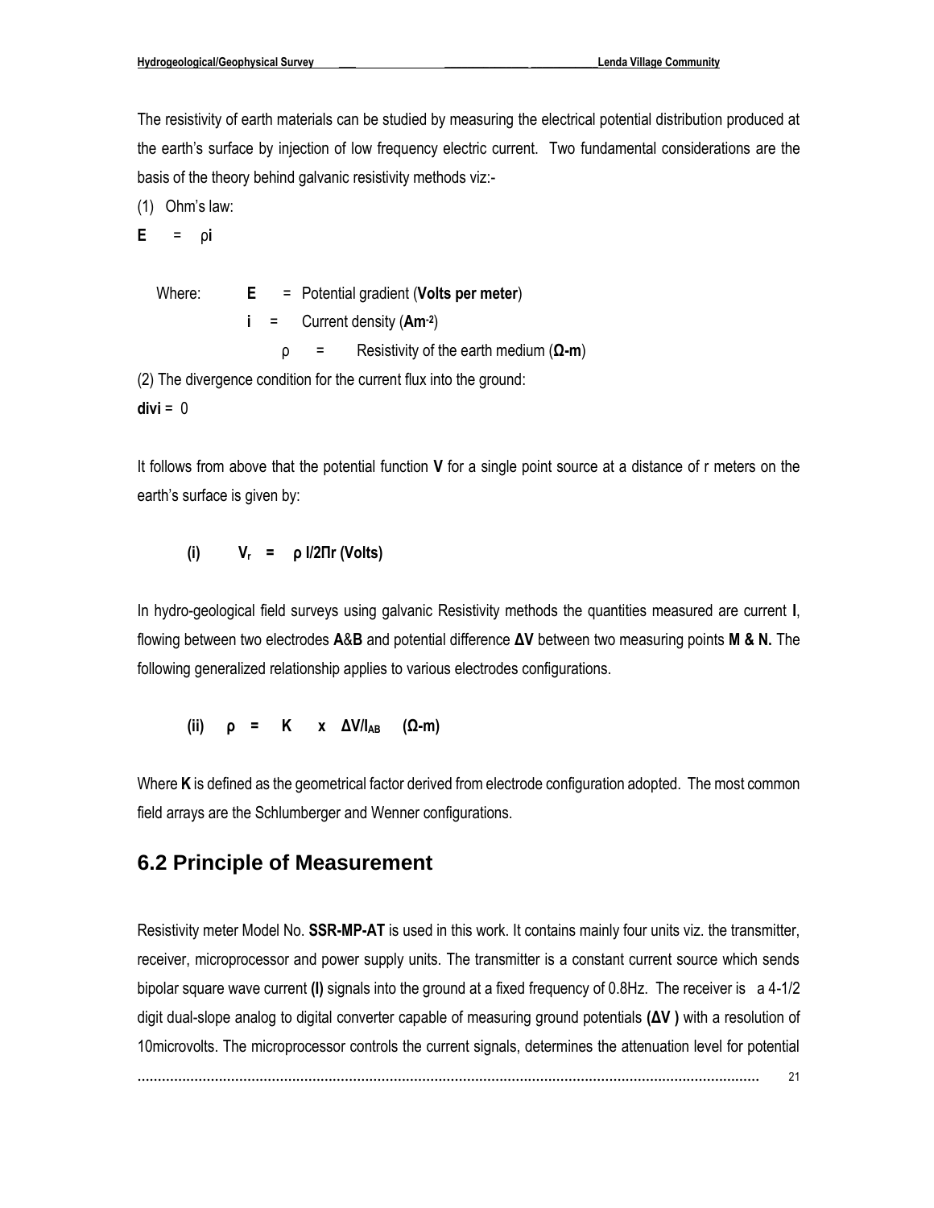The resistivity of earth materials can be studied by measuring the electrical potential distribution produced at the earth's surface by injection of low frequency electric current. Two fundamental considerations are the basis of the theory behind galvanic resistivity methods viz:-

(1) Ohm's law:

$$\mathbf{E} = \rho \mathbf{i}$$

Where: $\mathbf{E}$ = Potential gradient (**Volts per meter**)

$\mathbf{i}$ = Current density (**Am$^{-2}$**)

$\rho$ = Resistivity of the earth medium (**Ω-m**)

(2) The divergence condition for the current flux into the ground:

$$\mathbf{div\,i} = 0$$

It follows from above that the potential function **V** for a single point source at a distance of r meters on the earth's surface is given by:

$$\text{(i)} \quad V_r = \rho I / 2\Pi r \text{ (Volts)}$$

In hydro-geological field surveys using galvanic Resistivity methods the quantities measured are current **I**, flowing between two electrodes **A**&**B** and potential difference **ΔV** between two measuring points **M & N.** The following generalized relationship applies to various electrodes configurations.

$$\text{(ii)} \quad \rho = K \times \Delta V / I_{AB} \quad (\Omega\text{-m})$$

Where **K** is defined as the geometrical factor derived from electrode configuration adopted. The most common field arrays are the Schlumberger and Wenner configurations.

## 6.2 Principle of Measurement

Resistivity meter Model No. **SSR-MP-AT** is used in this work. It contains mainly four units viz. the transmitter, receiver, microprocessor and power supply units. The transmitter is a constant current source which sends bipolar square wave current **(I)** signals into the ground at a fixed frequency of 0.8Hz. The receiver is a 4-1/2 digit dual-slope analog to digital converter capable of measuring ground potentials **(ΔV )** with a resolution of 10microvolts. The microprocessor controls the current signals, determines the attenuation level for potential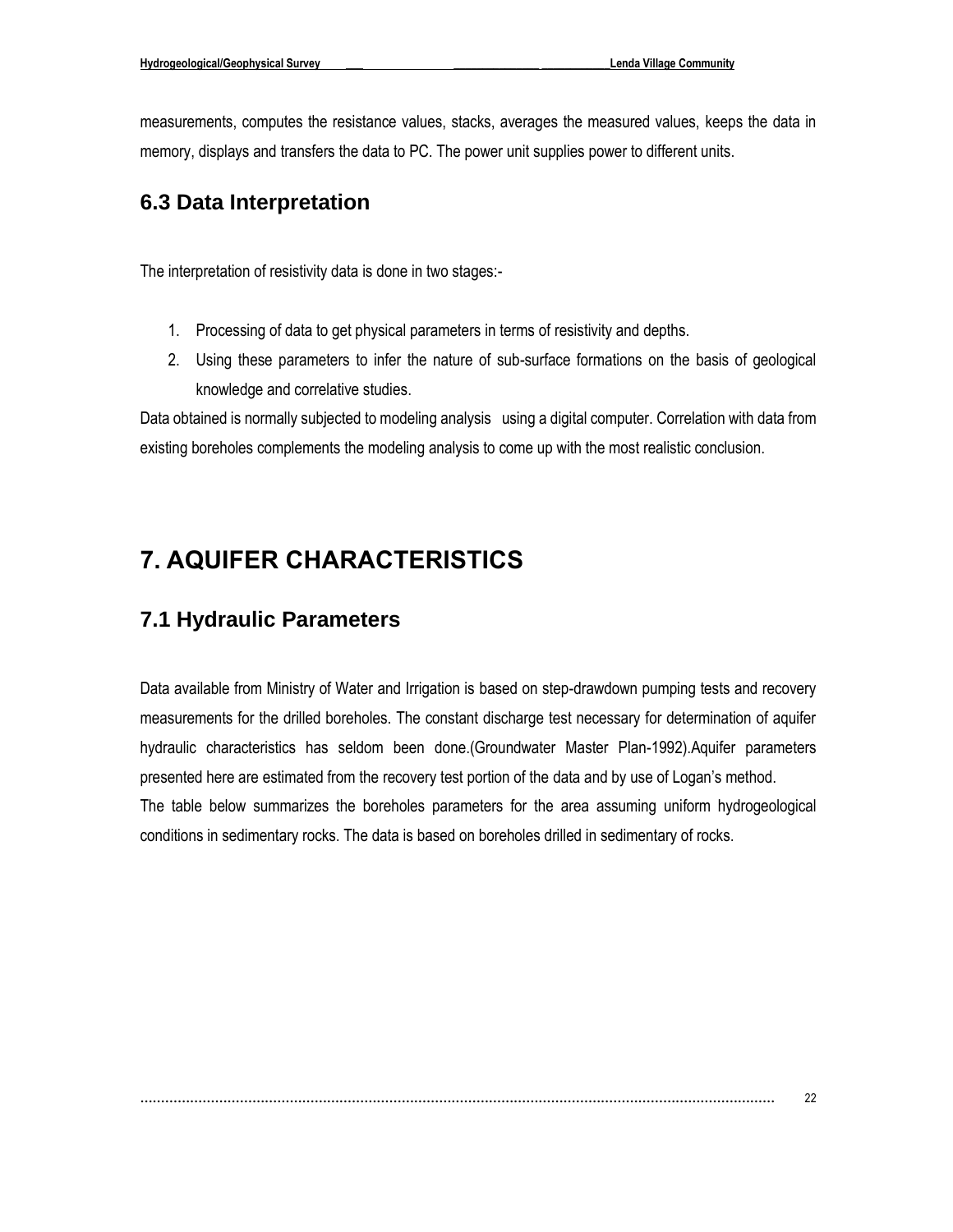measurements, computes the resistance values, stacks, averages the measured values, keeps the data in memory, displays and transfers the data to PC. The power unit supplies power to different units.

## 6.3 Data Interpretation

The interpretation of resistivity data is done in two stages:-

1. Processing of data to get physical parameters in terms of resistivity and depths.
2. Using these parameters to infer the nature of sub-surface formations on the basis of geological knowledge and correlative studies.

Data obtained is normally subjected to modeling analysis using a digital computer. Correlation with data from existing boreholes complements the modeling analysis to come up with the most realistic conclusion.

# 7. AQUIFER CHARACTERISTICS

## 7.1 Hydraulic Parameters

Data available from Ministry of Water and Irrigation is based on step-drawdown pumping tests and recovery measurements for the drilled boreholes. The constant discharge test necessary for determination of aquifer hydraulic characteristics has seldom been done.(Groundwater Master Plan-1992).Aquifer parameters presented here are estimated from the recovery test portion of the data and by use of Logan's method.

The table below summarizes the boreholes parameters for the area assuming uniform hydrogeological conditions in sedimentary rocks. The data is based on boreholes drilled in sedimentary of rocks.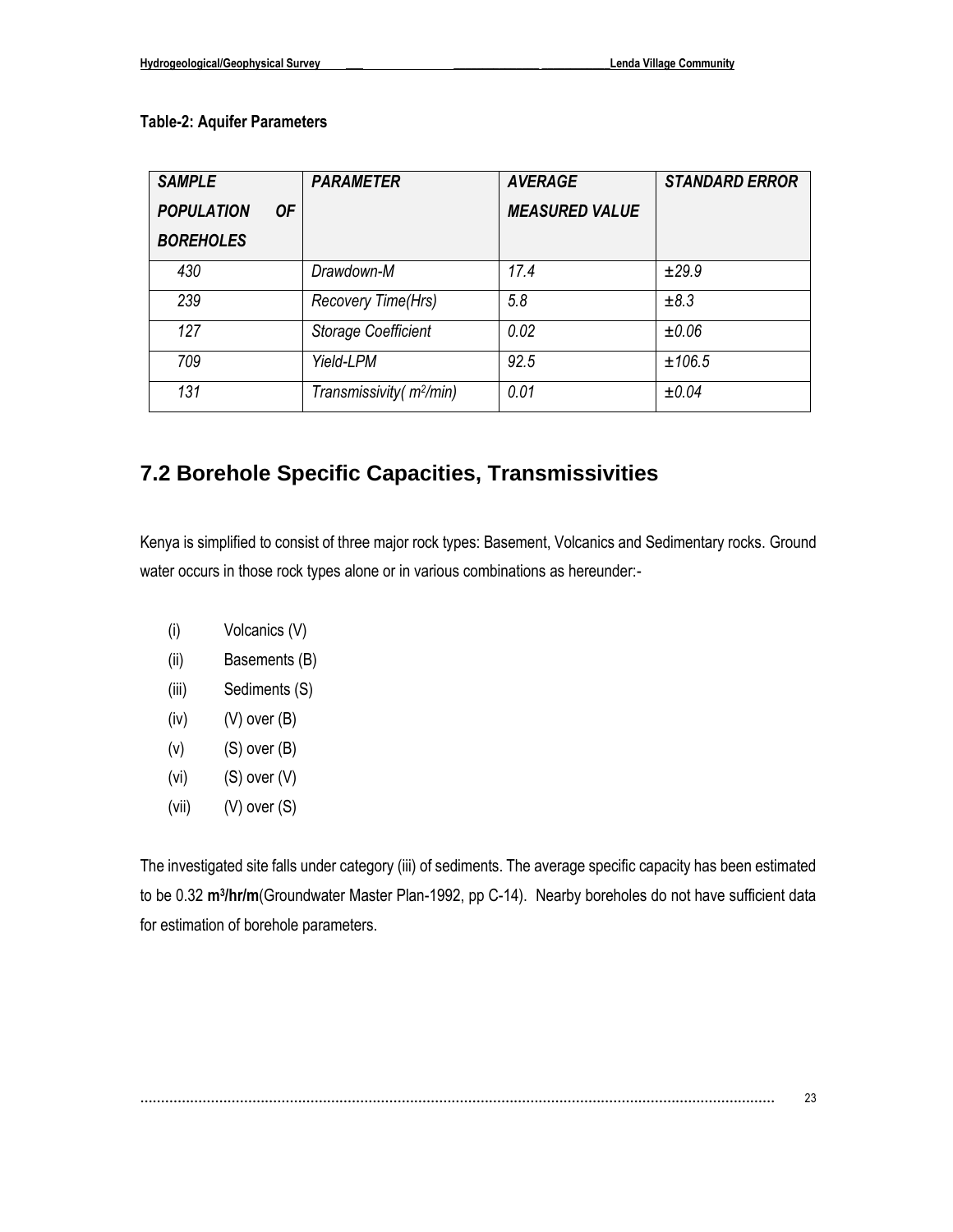**Table-2: Aquifer Parameters**

| *SAMPLE POPULATION OF BOREHOLES* | *PARAMETER* | *AVERAGE MEASURED VALUE* | *STANDARD ERROR* |
|---|---|---|---|
| *430* | *Drawdown-M* | *17.4* | *±29.9* |
| *239* | *Recovery Time(Hrs)* | *5.8* | *±8.3* |
| *127* | *Storage Coefficient* | *0.02* | *±0.06* |
| *709* | *Yield-LPM* | *92.5* | *±106.5* |
| *131* | *Transmissivity( $m^2$/min)* | *0.01* | *±0.04* |

## 7.2 Borehole Specific Capacities, Transmissivities

Kenya is simplified to consist of three major rock types: Basement, Volcanics and Sedimentary rocks. Ground water occurs in those rock types alone or in various combinations as hereunder:-

(i) Volcanics (V)

(ii) Basements (B)

(iii) Sediments (S)

(iv) (V) over (B)

(v) (S) over (B)

(vi) (S) over (V)

(vii) (V) over (S)

The investigated site falls under category (iii) of sediments. The average specific capacity has been estimated to be 0.32 **$m^3$/hr/m**(Groundwater Master Plan-1992, pp C-14). Nearby boreholes do not have sufficient data for estimation of borehole parameters.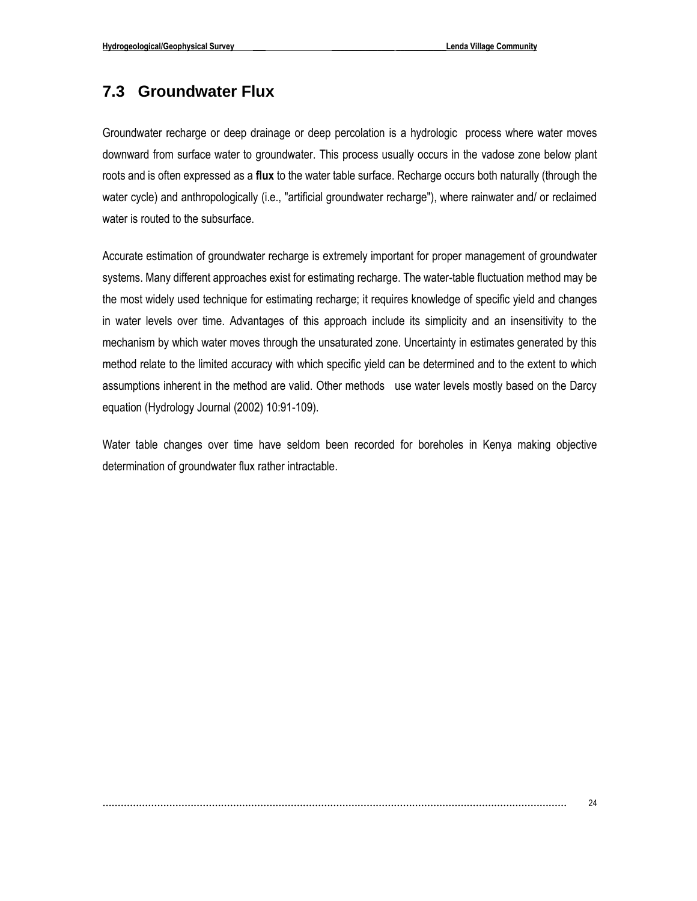## 7.3 Groundwater Flux

Groundwater recharge or deep drainage or deep percolation is a hydrologic process where water moves downward from surface water to groundwater. This process usually occurs in the vadose zone below plant roots and is often expressed as a **flux** to the water table surface. Recharge occurs both naturally (through the water cycle) and anthropologically (i.e., "artificial groundwater recharge"), where rainwater and/ or reclaimed water is routed to the subsurface.

Accurate estimation of groundwater recharge is extremely important for proper management of groundwater systems. Many different approaches exist for estimating recharge. The water-table fluctuation method may be the most widely used technique for estimating recharge; it requires knowledge of specific yield and changes in water levels over time. Advantages of this approach include its simplicity and an insensitivity to the mechanism by which water moves through the unsaturated zone. Uncertainty in estimates generated by this method relate to the limited accuracy with which specific yield can be determined and to the extent to which assumptions inherent in the method are valid. Other methods use water levels mostly based on the Darcy equation (Hydrology Journal (2002) 10:91-109).

Water table changes over time have seldom been recorded for boreholes in Kenya making objective determination of groundwater flux rather intractable.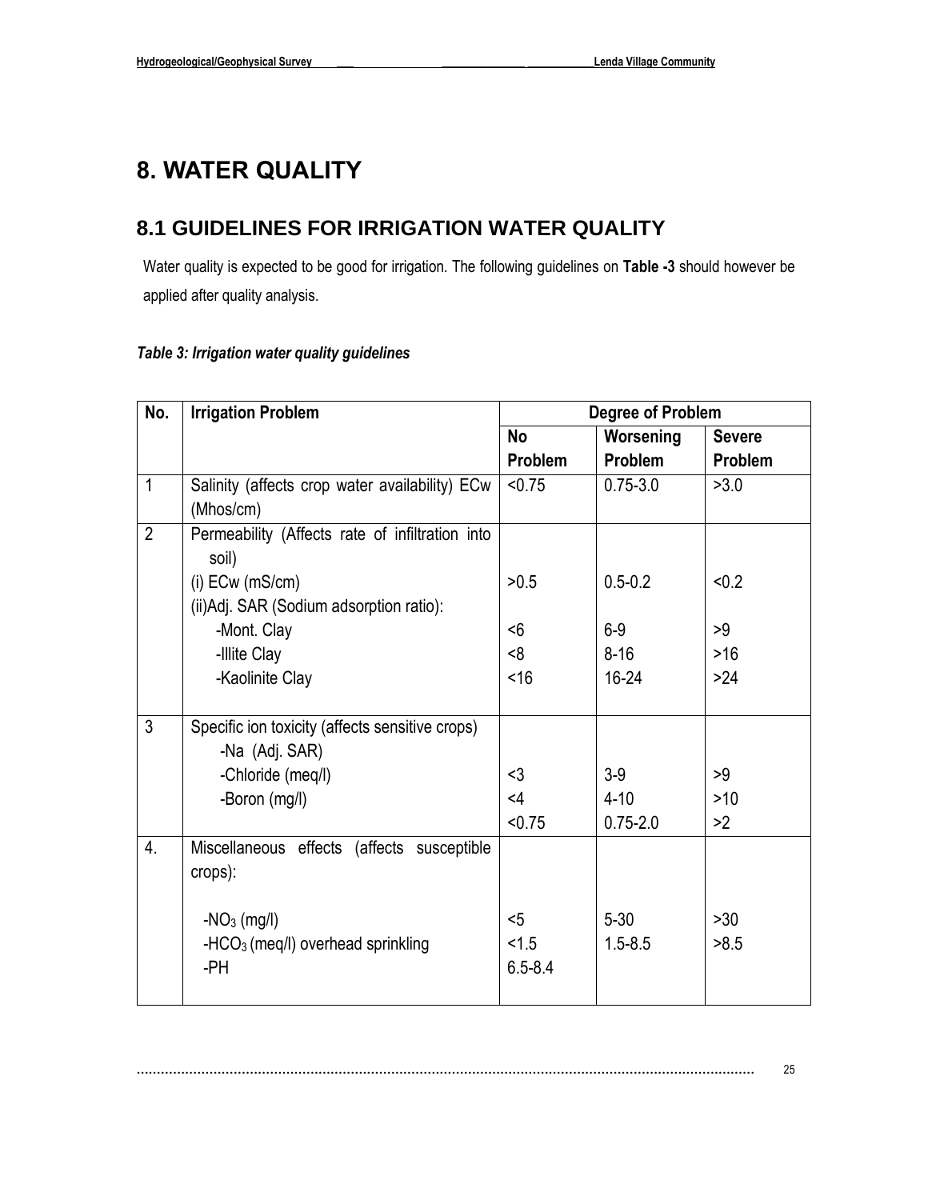# 8. WATER QUALITY

## 8.1 GUIDELINES FOR IRRIGATION WATER QUALITY

Water quality is expected to be good for irrigation. The following guidelines on **Table -3** should however be applied after quality analysis.

***Table 3: Irrigation water quality guidelines***

| No. | Irrigation Problem | Degree of Problem | | |
|---|---|---|---|---|
| | | **No Problem** | **Worsening Problem** | **Severe Problem** |
| 1 | Salinity (affects crop water availability) ECw (Mhos/cm) | <0.75 | 0.75-3.0 | >3.0 |
| 2 | Permeability (Affects rate of infiltration into soil) | | | |
| | (i) ECw (mS/cm) | >0.5 | 0.5-0.2 | <0.2 |
| | (ii)Adj. SAR (Sodium adsorption ratio): | | | |
| | -Mont. Clay | <6 | 6-9 | >9 |
| | -Illite Clay | <8 | 8-16 | >16 |
| | -Kaolinite Clay | <16 | 16-24 | >24 |
| 3 | Specific ion toxicity (affects sensitive crops) | | | |
| | -Na (Adj. SAR) | | | |
| | -Chloride (meq/l) | <3 | 3-9 | >9 |
| | -Boron (mg/l) | <4 | 4-10 | >10 |
| | | <0.75 | 0.75-2.0 | >2 |
| 4. | Miscellaneous effects (affects susceptible crops): | | | |
| | -$NO_3$ (mg/l) | <5 | 5-30 | >30 |
| | -$HCO_3$ (meq/l) overhead sprinkling | <1.5 | 1.5-8.5 | >8.5 |
| | -PH | 6.5-8.4 | | |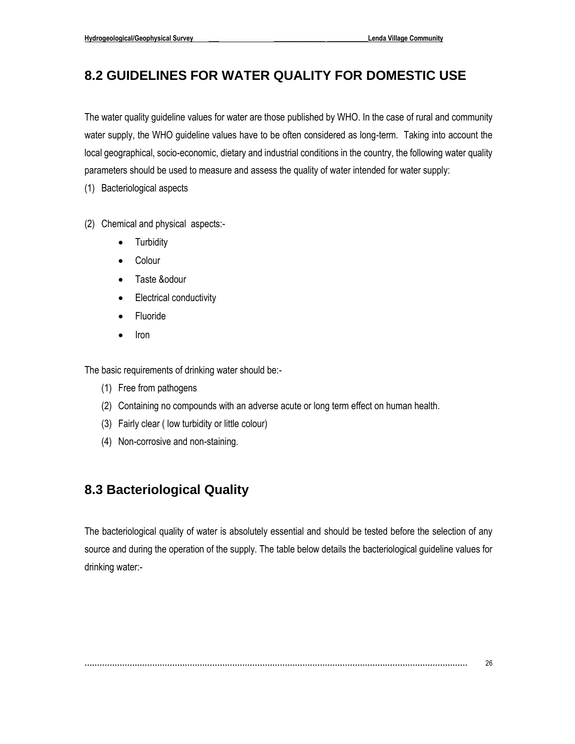## 8.2 GUIDELINES FOR WATER QUALITY FOR DOMESTIC USE

The water quality guideline values for water are those published by WHO. In the case of rural and community water supply, the WHO guideline values have to be often considered as long-term. Taking into account the local geographical, socio-economic, dietary and industrial conditions in the country, the following water quality parameters should be used to measure and assess the quality of water intended for water supply:

(1) Bacteriological aspects

(2) Chemical and physical aspects:-

- Turbidity
- Colour
- Taste &odour
- Electrical conductivity
- Fluoride
- Iron

The basic requirements of drinking water should be:-

(1) Free from pathogens
(2) Containing no compounds with an adverse acute or long term effect on human health.
(3) Fairly clear ( low turbidity or little colour)
(4) Non-corrosive and non-staining.

## 8.3 Bacteriological Quality

The bacteriological quality of water is absolutely essential and should be tested before the selection of any source and during the operation of the supply. The table below details the bacteriological guideline values for drinking water:-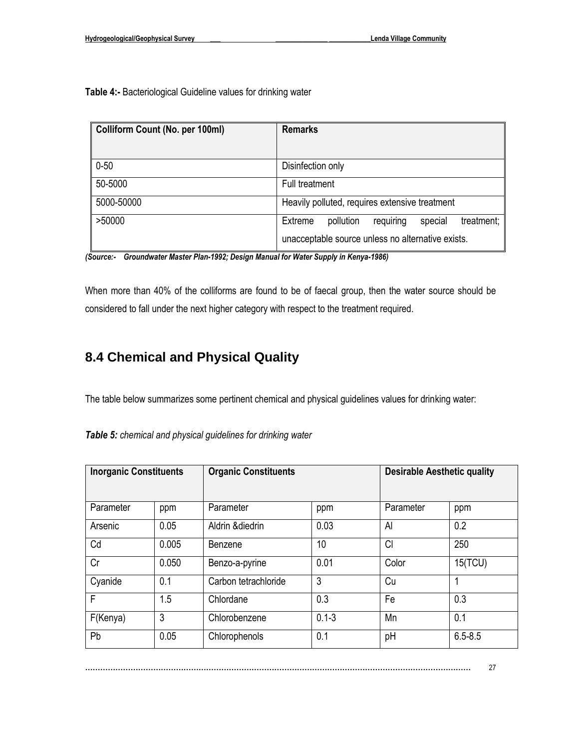**Table 4:-** Bacteriological Guideline values for drinking water

| Colliform Count (No. per 100ml) | Remarks |
|---|---|
| 0-50 | Disinfection only |
| 50-5000 | Full treatment |
| 5000-50000 | Heavily polluted, requires extensive treatment |
| >50000 | Extreme pollution requiring special treatment; unacceptable source unless no alternative exists. |

***(Source:- Groundwater Master Plan-1992; Design Manual for Water Supply in Kenya-1986)***

When more than 40% of the colliforms are found to be of faecal group, then the water source should be considered to fall under the next higher category with respect to the treatment required.

## 8.4 Chemical and Physical Quality

The table below summarizes some pertinent chemical and physical guidelines values for drinking water:

***Table 5:*** *chemical and physical guidelines for drinking water*

| Inorganic Constituents | | Organic Constituents | | Desirable Aesthetic quality | |
|---|---|---|---|---|---|
| Parameter | ppm | Parameter | ppm | Parameter | ppm |
| Arsenic | 0.05 | Aldrin &diedrin | 0.03 | Al | 0.2 |
| Cd | 0.005 | Benzene | 10 | Cl | 250 |
| Cr | 0.050 | Benzo-a-pyrine | 0.01 | Color | 15(TCU) |
| Cyanide | 0.1 | Carbon tetrachloride | 3 | Cu | 1 |
| F | 1.5 | Chlordane | 0.3 | Fe | 0.3 |
| F(Kenya) | 3 | Chlorobenzene | 0.1-3 | Mn | 0.1 |
| Pb | 0.05 | Chlorophenols | 0.1 | pH | 6.5-8.5 |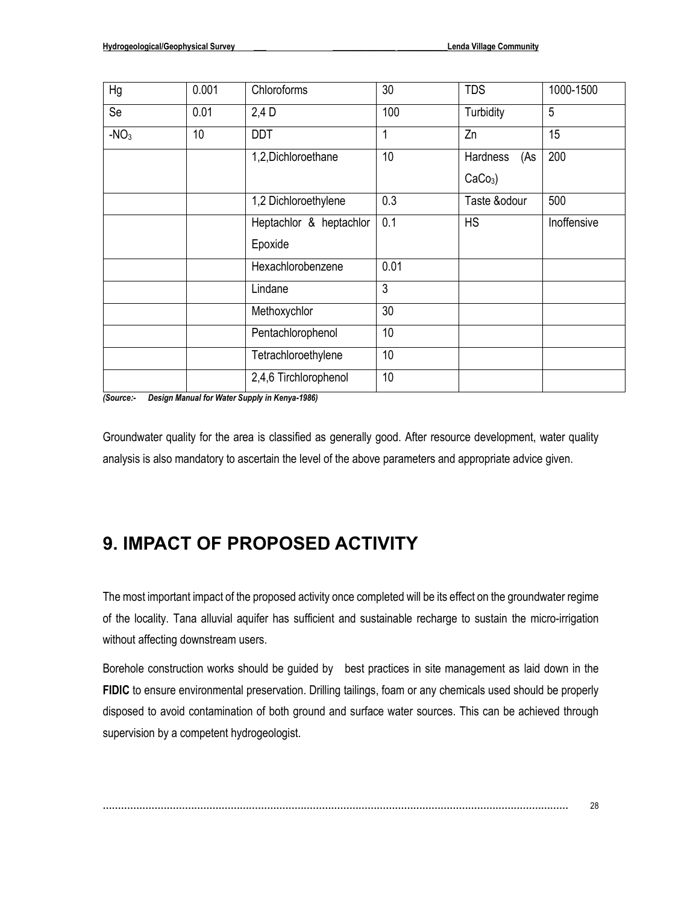| Hg | 0.001 | Chloroforms | 30 | TDS | 1000-1500 |
|---|---|---|---|---|---|
| Se | 0.01 | 2,4 D | 100 | Turbidity | 5 |
| $-NO_3$ | 10 | DDT | 1 | Zn | 15 |
| | | 1,2,Dichloroethane | 10 | Hardness (As $CaCo_3$) | 200 |
| | | 1,2 Dichloroethylene | 0.3 | Taste &odour | 500 |
| | | Heptachlor & heptachlor Epoxide | 0.1 | HS | Inoffensive |
| | | Hexachlorobenzene | 0.01 | | |
| | | Lindane | 3 | | |
| | | Methoxychlor | 30 | | |
| | | Pentachlorophenol | 10 | | |
| | | Tetrachloroethylene | 10 | | |
| | | 2,4,6 Tirchlorophenol | 10 | | |

***(Source:- Design Manual for Water Supply in Kenya-1986)***

Groundwater quality for the area is classified as generally good. After resource development, water quality analysis is also mandatory to ascertain the level of the above parameters and appropriate advice given.

# 9. IMPACT OF PROPOSED ACTIVITY

The most important impact of the proposed activity once completed will be its effect on the groundwater regime of the locality. Tana alluvial aquifer has sufficient and sustainable recharge to sustain the micro-irrigation without affecting downstream users.

Borehole construction works should be guided by best practices in site management as laid down in the **FIDIC** to ensure environmental preservation. Drilling tailings, foam or any chemicals used should be properly disposed to avoid contamination of both ground and surface water sources. This can be achieved through supervision by a competent hydrogeologist.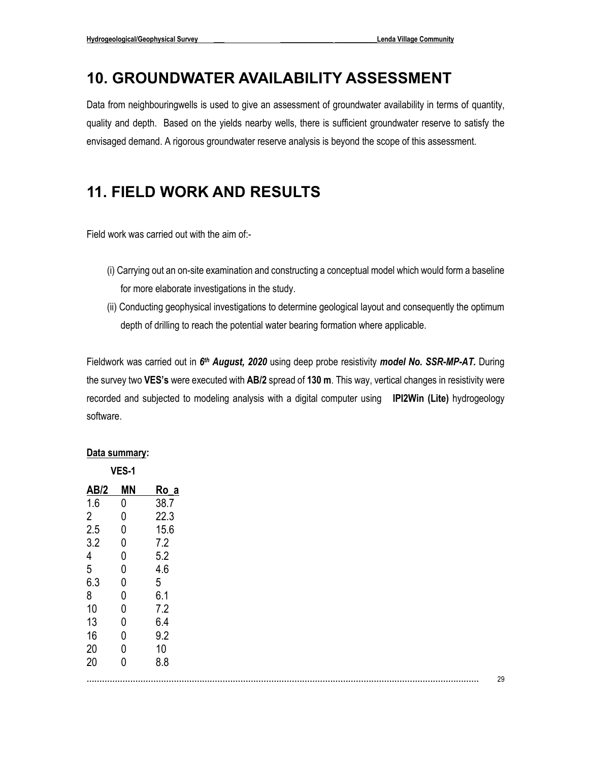# 10. GROUNDWATER AVAILABILITY ASSESSMENT

Data from neighbouringwells is used to give an assessment of groundwater availability in terms of quantity, quality and depth. Based on the yields nearby wells, there is sufficient groundwater reserve to satisfy the envisaged demand. A rigorous groundwater reserve analysis is beyond the scope of this assessment.

# 11. FIELD WORK AND RESULTS

Field work was carried out with the aim of:-

(i) Carrying out an on-site examination and constructing a conceptual model which would form a baseline for more elaborate investigations in the study.

(ii) Conducting geophysical investigations to determine geological layout and consequently the optimum depth of drilling to reach the potential water bearing formation where applicable.

Fieldwork was carried out in ***6th August, 2020*** using deep probe resistivity ***model No. SSR-MP-AT.*** During the survey two **VES's** were executed with **AB/2** spread of **130 m**. This way, vertical changes in resistivity were recorded and subjected to modeling analysis with a digital computer using **IPI2Win (Lite)** hydrogeology software.

**Data summary:**

**VES-1**

| AB/2 | MN | Ro_a |
|---|---|---|
| 1.6 | 0 | 38.7 |
| 2 | 0 | 22.3 |
| 2.5 | 0 | 15.6 |
| 3.2 | 0 | 7.2 |
| 4 | 0 | 5.2 |
| 5 | 0 | 4.6 |
| 6.3 | 0 | 5 |
| 8 | 0 | 6.1 |
| 10 | 0 | 7.2 |
| 13 | 0 | 6.4 |
| 16 | 0 | 9.2 |
| 20 | 0 | 10 |
| 20 | 0 | 8.8 |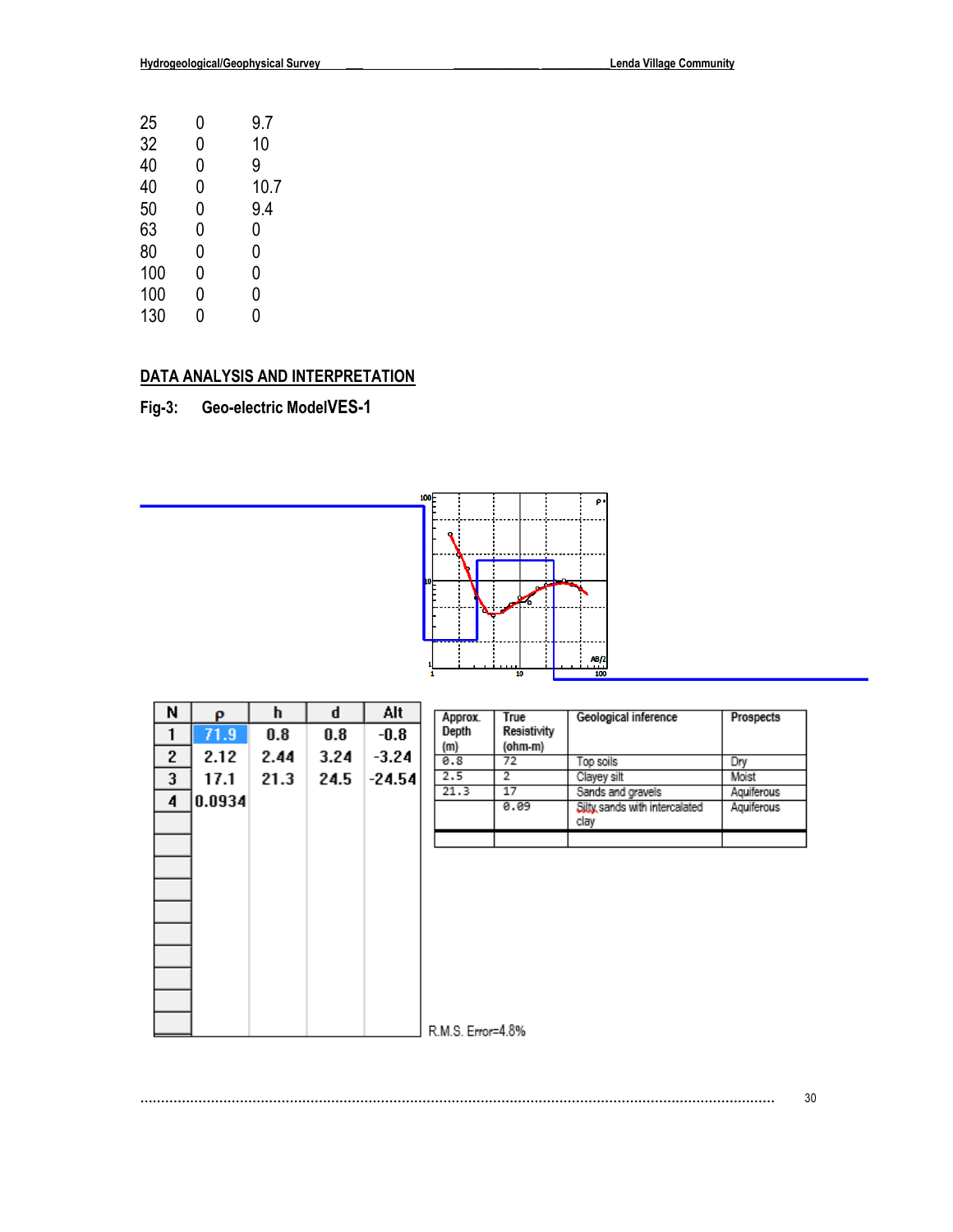| | | |
|---|---|---|
| 25 | 0 | 9.7 |
| 32 | 0 | 10 |
| 40 | 0 | 9 |
| 40 | 0 | 10.7 |
| 50 | 0 | 9.4 |
| 63 | 0 | 0 |
| 80 | 0 | 0 |
| 100 | 0 | 0 |
| 100 | 0 | 0 |
| 130 | 0 | 0 |

## DATA ANALYSIS AND INTERPRETATION

**Fig-3: Geo-electric ModelVES-1**

| N | ρ | h | d | Alt |
|---|---|---|---|---|
| 1 | 71.9 | 0.8 | 0.8 | -0.8 |
| 2 | 2.12 | 2.44 | 3.24 | -3.24 |
| 3 | 17.1 | 21.3 | 24.5 | -24.54 |
| 4 | 0.0934 | | | |

| Approx. Depth (m) | True Resistivity (ohm-m) | Geological inference | Prospects |
|---|---|---|---|
| 0.8 | 72 | Top soils | Dry |
| 2.5 | 2 | Clayey silt | Moist |
| 21.3 | 17 | Sands and gravels | Aquiferous |
| | 0.09 | Silty sands with intercalated clay | Aquiferous |

R.M.S. Error=4.8%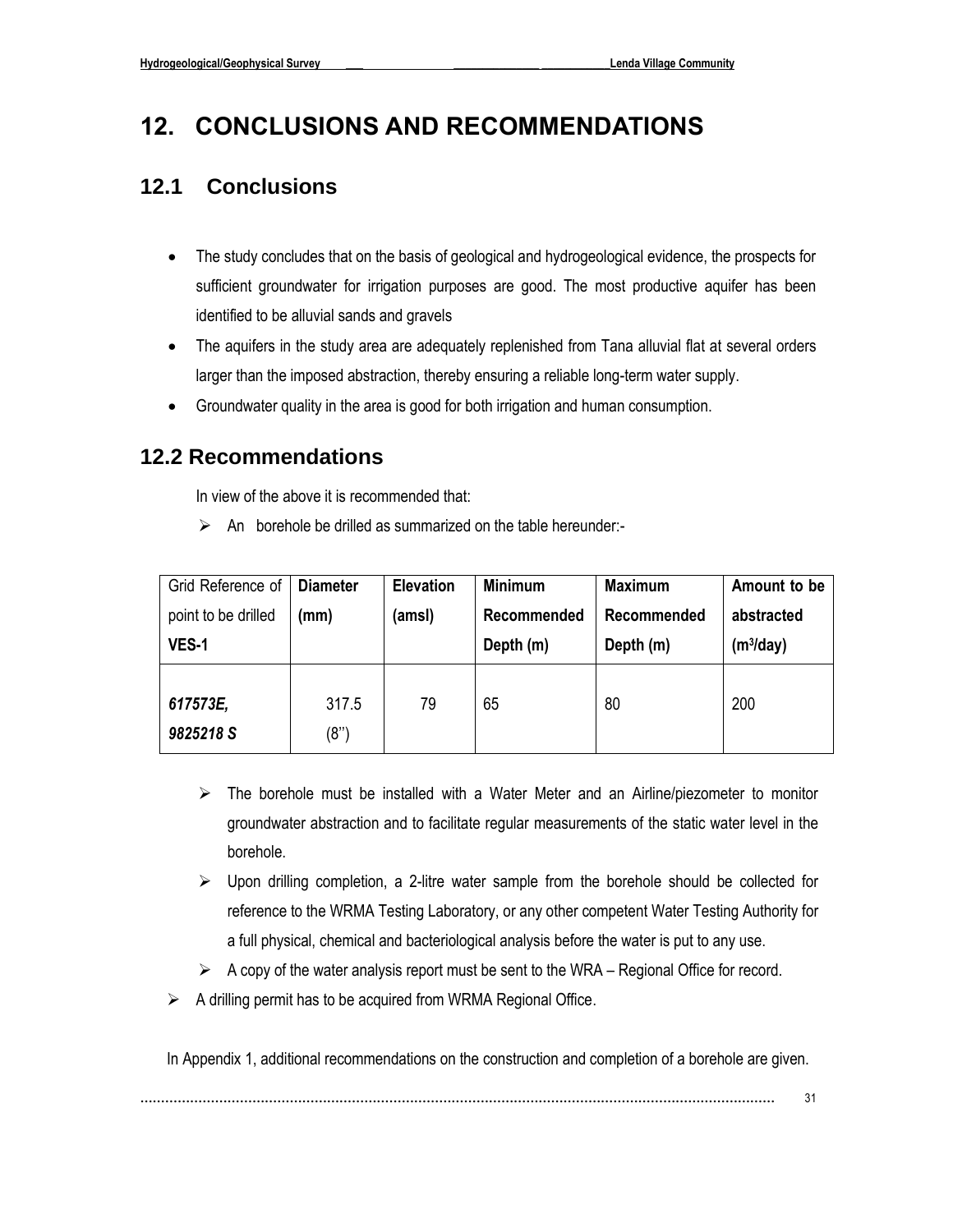# 12. CONCLUSIONS AND RECOMMENDATIONS

## 12.1 Conclusions

- The study concludes that on the basis of geological and hydrogeological evidence, the prospects for sufficient groundwater for irrigation purposes are good. The most productive aquifer has been identified to be alluvial sands and gravels
- The aquifers in the study area are adequately replenished from Tana alluvial flat at several orders larger than the imposed abstraction, thereby ensuring a reliable long-term water supply.
- Groundwater quality in the area is good for both irrigation and human consumption.

## 12.2 Recommendations

In view of the above it is recommended that:

- An borehole be drilled as summarized on the table hereunder:-

| Grid Reference of point to be drilled **VES-1** | **Diameter (mm)** | **Elevation (amsl)** | **Minimum Recommended Depth (m)** | **Maximum Recommended Depth (m)** | **Amount to be abstracted ($m^3$/day)** |
|---|---|---|---|---|---|
| ***617573E, 9825218 S*** | 317.5 (8'') | 79 | 65 | 80 | 200 |

- The borehole must be installed with a Water Meter and an Airline/piezometer to monitor groundwater abstraction and to facilitate regular measurements of the static water level in the borehole.
- Upon drilling completion, a 2-litre water sample from the borehole should be collected for reference to the WRMA Testing Laboratory, or any other competent Water Testing Authority for a full physical, chemical and bacteriological analysis before the water is put to any use.
- A copy of the water analysis report must be sent to the WRA – Regional Office for record.
- A drilling permit has to be acquired from WRMA Regional Office.

In Appendix 1, additional recommendations on the construction and completion of a borehole are given.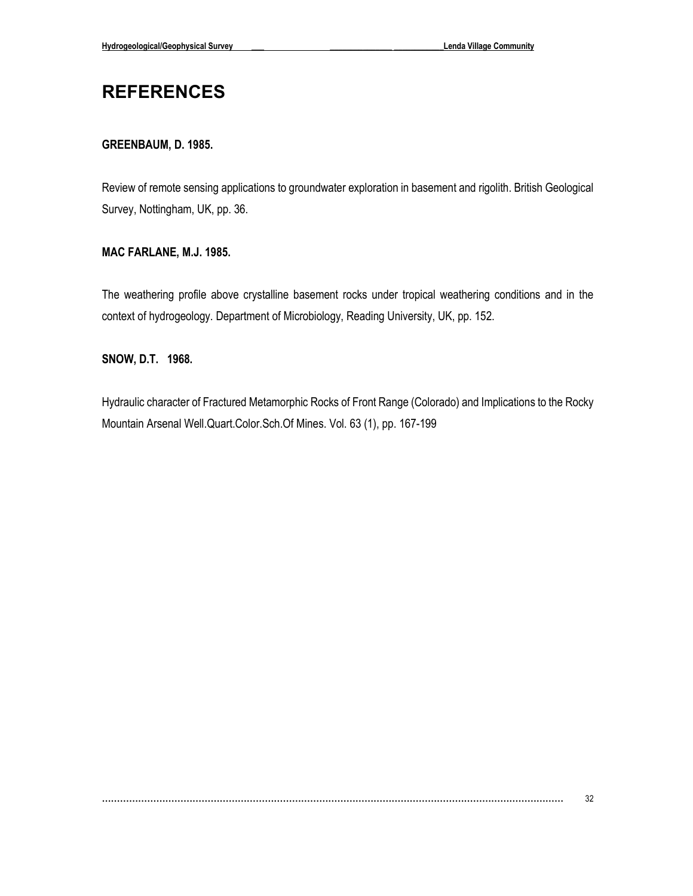# REFERENCES

**GREENBAUM, D. 1985.**

Review of remote sensing applications to groundwater exploration in basement and rigolith. British Geological Survey, Nottingham, UK, pp. 36.

**MAC FARLANE, M.J. 1985.**

The weathering profile above crystalline basement rocks under tropical weathering conditions and in the context of hydrogeology. Department of Microbiology, Reading University, UK, pp. 152.

**SNOW, D.T. 1968.**

Hydraulic character of Fractured Metamorphic Rocks of Front Range (Colorado) and Implications to the Rocky Mountain Arsenal Well.Quart.Color.Sch.Of Mines. Vol. 63 (1), pp. 167-199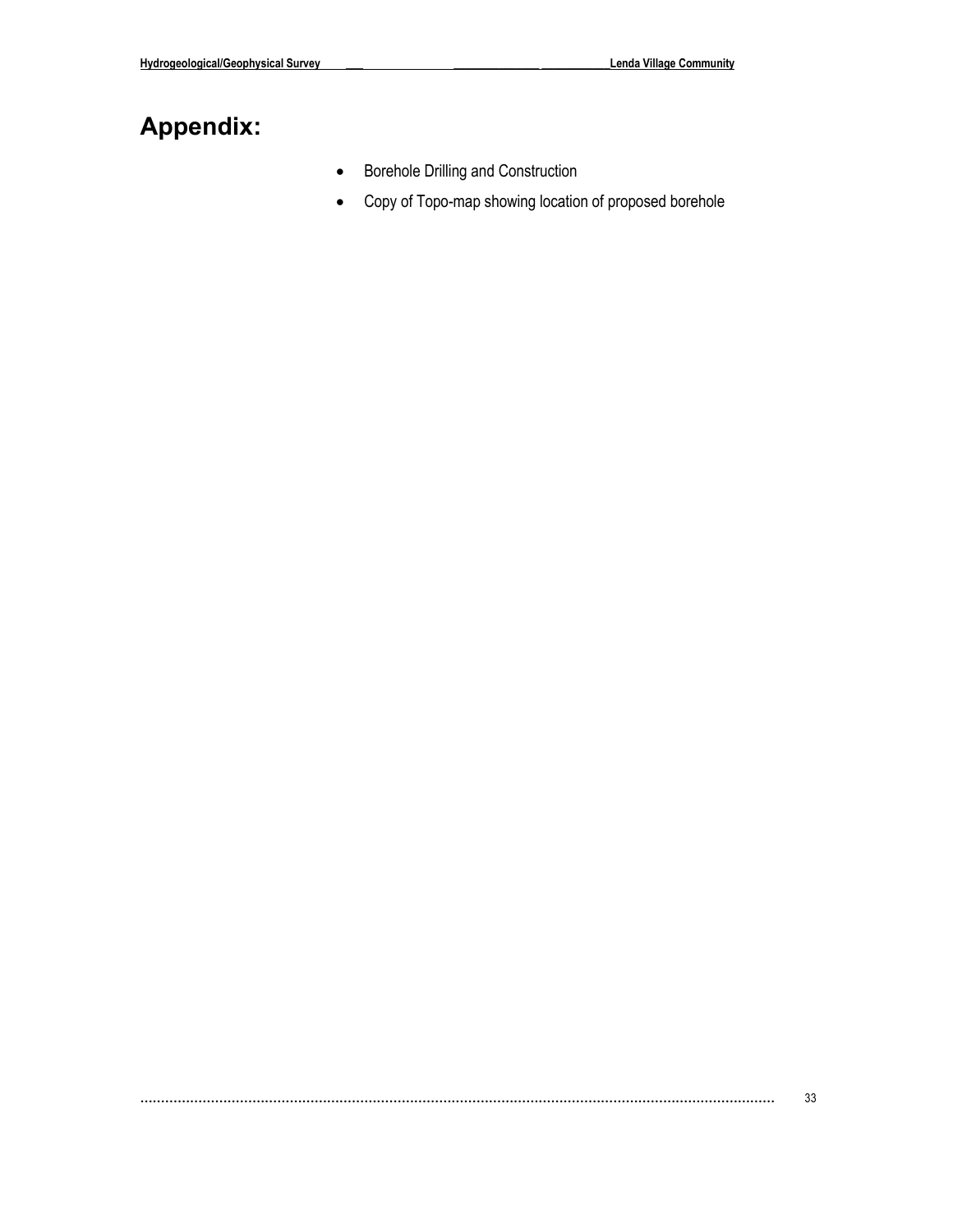# Appendix:

- Borehole Drilling and Construction
- Copy of Topo-map showing location of proposed borehole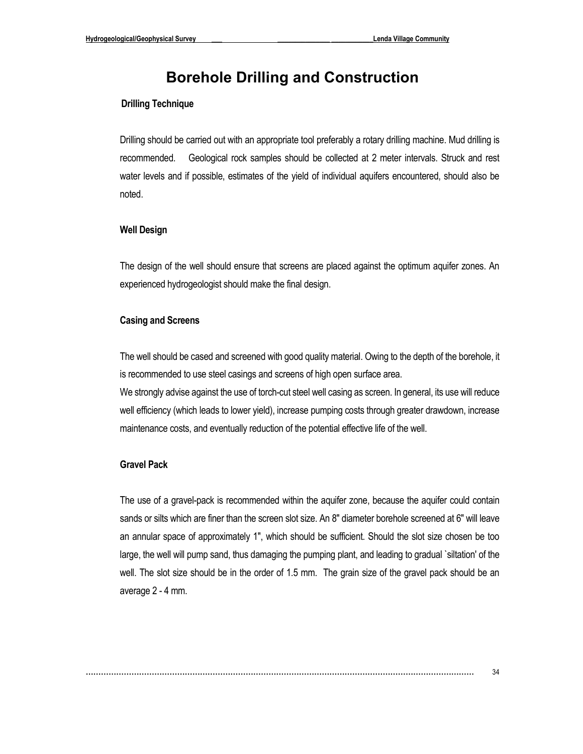# Borehole Drilling and Construction

### Drilling Technique

Drilling should be carried out with an appropriate tool preferably a rotary drilling machine. Mud drilling is recommended. Geological rock samples should be collected at 2 meter intervals. Struck and rest water levels and if possible, estimates of the yield of individual aquifers encountered, should also be noted.

### Well Design

The design of the well should ensure that screens are placed against the optimum aquifer zones. An experienced hydrogeologist should make the final design.

### Casing and Screens

The well should be cased and screened with good quality material. Owing to the depth of the borehole, it is recommended to use steel casings and screens of high open surface area.
We strongly advise against the use of torch-cut steel well casing as screen. In general, its use will reduce well efficiency (which leads to lower yield), increase pumping costs through greater drawdown, increase maintenance costs, and eventually reduction of the potential effective life of the well.

### Gravel Pack

The use of a gravel-pack is recommended within the aquifer zone, because the aquifer could contain sands or silts which are finer than the screen slot size. An 8" diameter borehole screened at 6" will leave an annular space of approximately 1", which should be sufficient. Should the slot size chosen be too large, the well will pump sand, thus damaging the pumping plant, and leading to gradual `siltation' of the well. The slot size should be in the order of 1.5 mm. The grain size of the gravel pack should be an average 2 - 4 mm.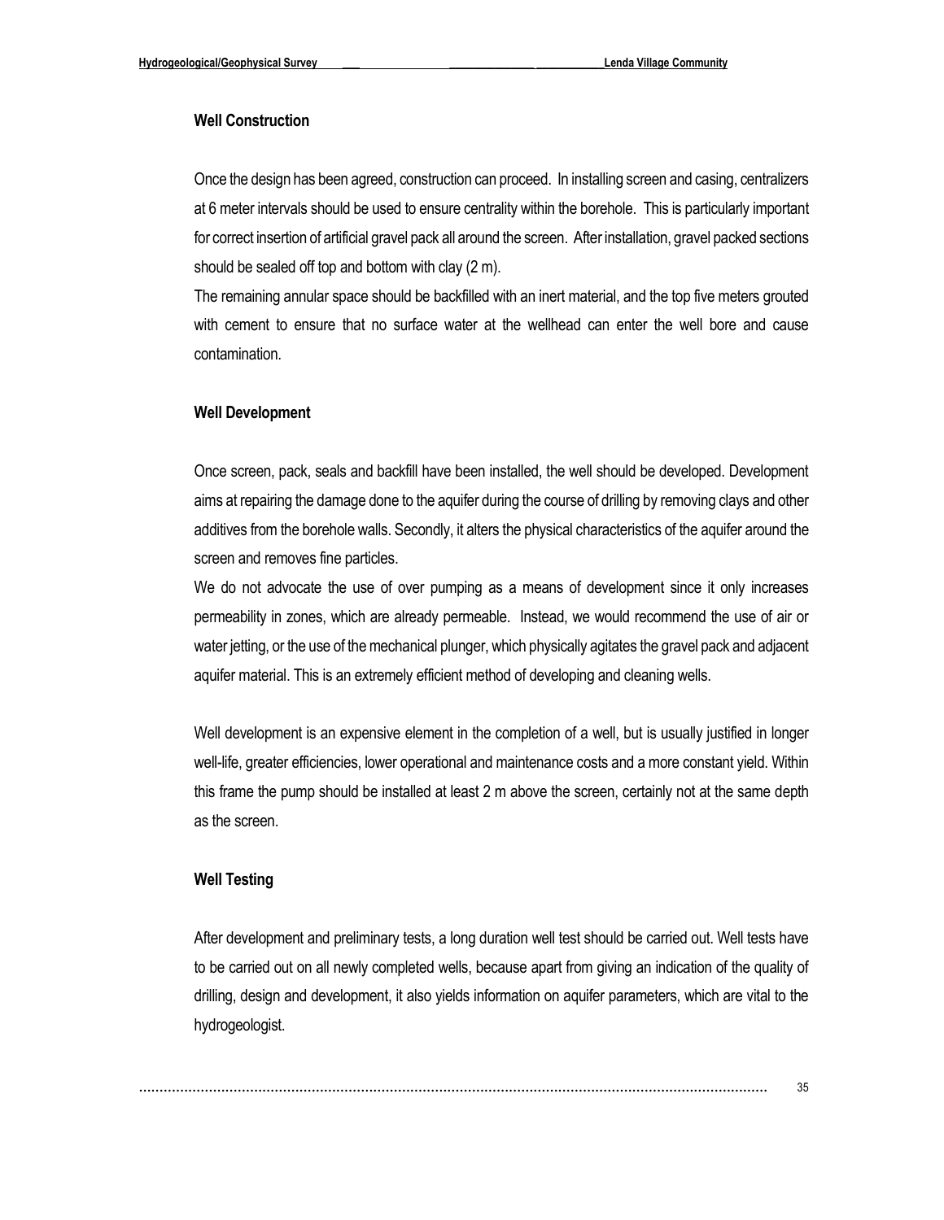**Well Construction**

Once the design has been agreed, construction can proceed. In installing screen and casing, centralizers at 6 meter intervals should be used to ensure centrality within the borehole. This is particularly important for correct insertion of artificial gravel pack all around the screen. After installation, gravel packed sections should be sealed off top and bottom with clay (2 m).

The remaining annular space should be backfilled with an inert material, and the top five meters grouted with cement to ensure that no surface water at the wellhead can enter the well bore and cause contamination.

**Well Development**

Once screen, pack, seals and backfill have been installed, the well should be developed. Development aims at repairing the damage done to the aquifer during the course of drilling by removing clays and other additives from the borehole walls. Secondly, it alters the physical characteristics of the aquifer around the screen and removes fine particles.

We do not advocate the use of over pumping as a means of development since it only increases permeability in zones, which are already permeable. Instead, we would recommend the use of air or water jetting, or the use of the mechanical plunger, which physically agitates the gravel pack and adjacent aquifer material. This is an extremely efficient method of developing and cleaning wells.

Well development is an expensive element in the completion of a well, but is usually justified in longer well-life, greater efficiencies, lower operational and maintenance costs and a more constant yield. Within this frame the pump should be installed at least 2 m above the screen, certainly not at the same depth as the screen.

**Well Testing**

After development and preliminary tests, a long duration well test should be carried out. Well tests have to be carried out on all newly completed wells, because apart from giving an indication of the quality of drilling, design and development, it also yields information on aquifer parameters, which are vital to the hydrogeologist.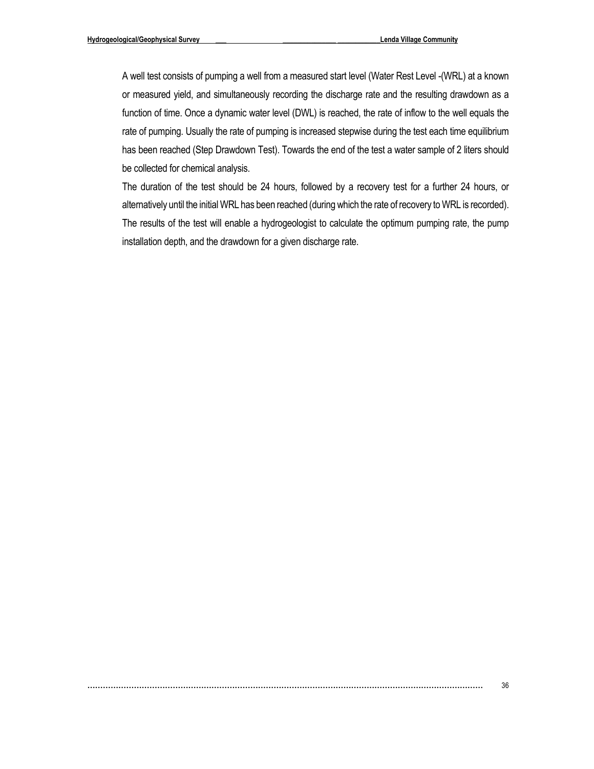A well test consists of pumping a well from a measured start level (Water Rest Level -(WRL) at a known or measured yield, and simultaneously recording the discharge rate and the resulting drawdown as a function of time. Once a dynamic water level (DWL) is reached, the rate of inflow to the well equals the rate of pumping. Usually the rate of pumping is increased stepwise during the test each time equilibrium has been reached (Step Drawdown Test). Towards the end of the test a water sample of 2 liters should be collected for chemical analysis.

The duration of the test should be 24 hours, followed by a recovery test for a further 24 hours, or alternatively until the initial WRL has been reached (during which the rate of recovery to WRL is recorded). The results of the test will enable a hydrogeologist to calculate the optimum pumping rate, the pump installation depth, and the drawdown for a given discharge rate.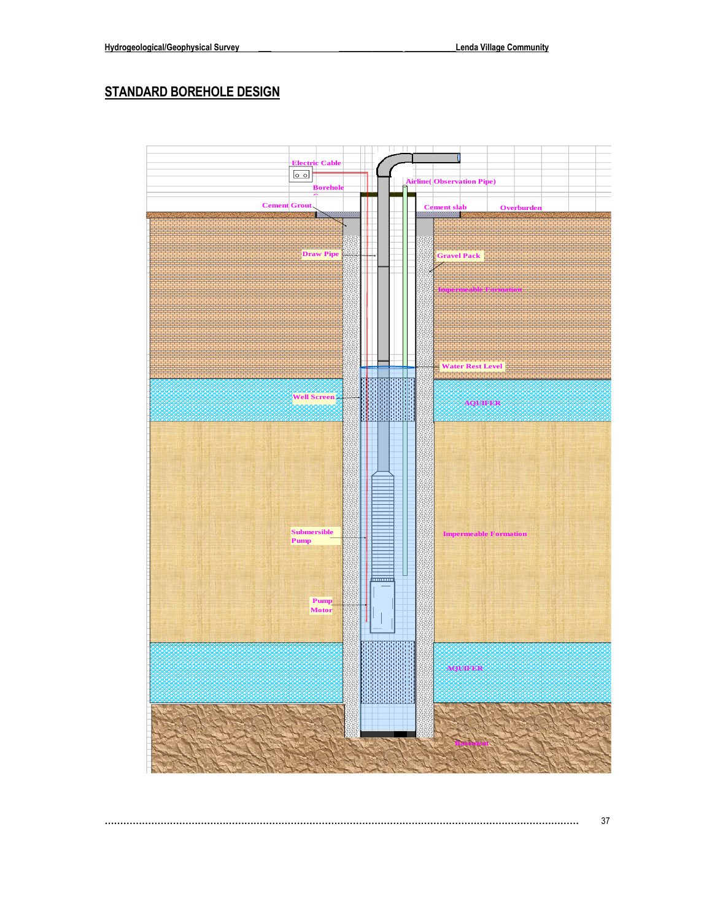## STANDARD BOREHOLE DESIGN

Electric Cable

Borehole

Airline( Observation Pipe)

Cement Grout

Cement slab

Overburden

Draw Pipe

Gravel Pack

Impermeable Formation

Water Rest Level

Well Screen

AQUIFER

Submersible Pump

Impermeable Formation

Pump Motor

AQUIFER

Basement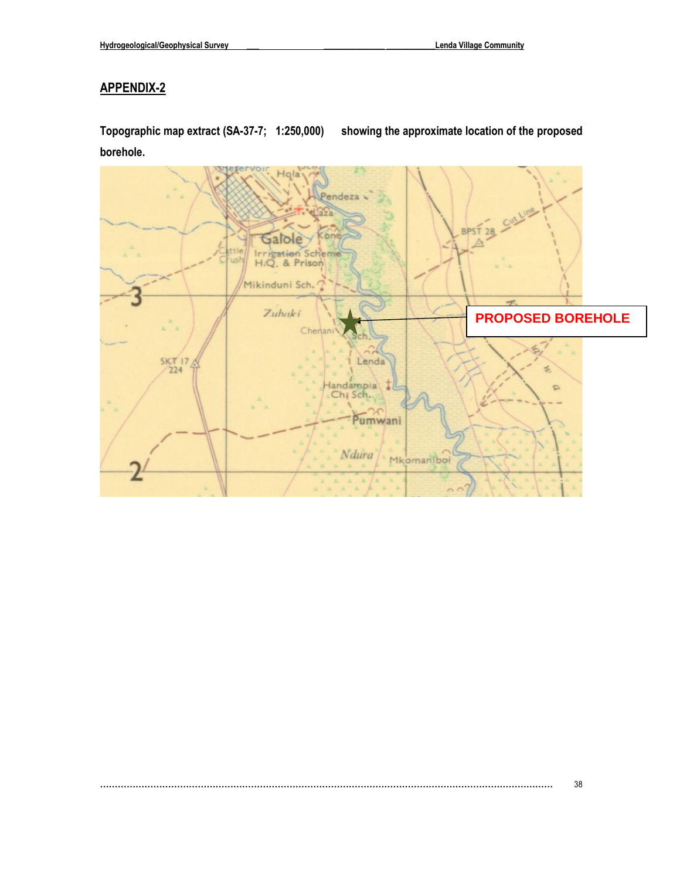## APPENDIX-2

**Topographic map extract (SA-37-7; 1:250,000) showing the approximate location of the proposed borehole.**

PROPOSED BOREHOLE